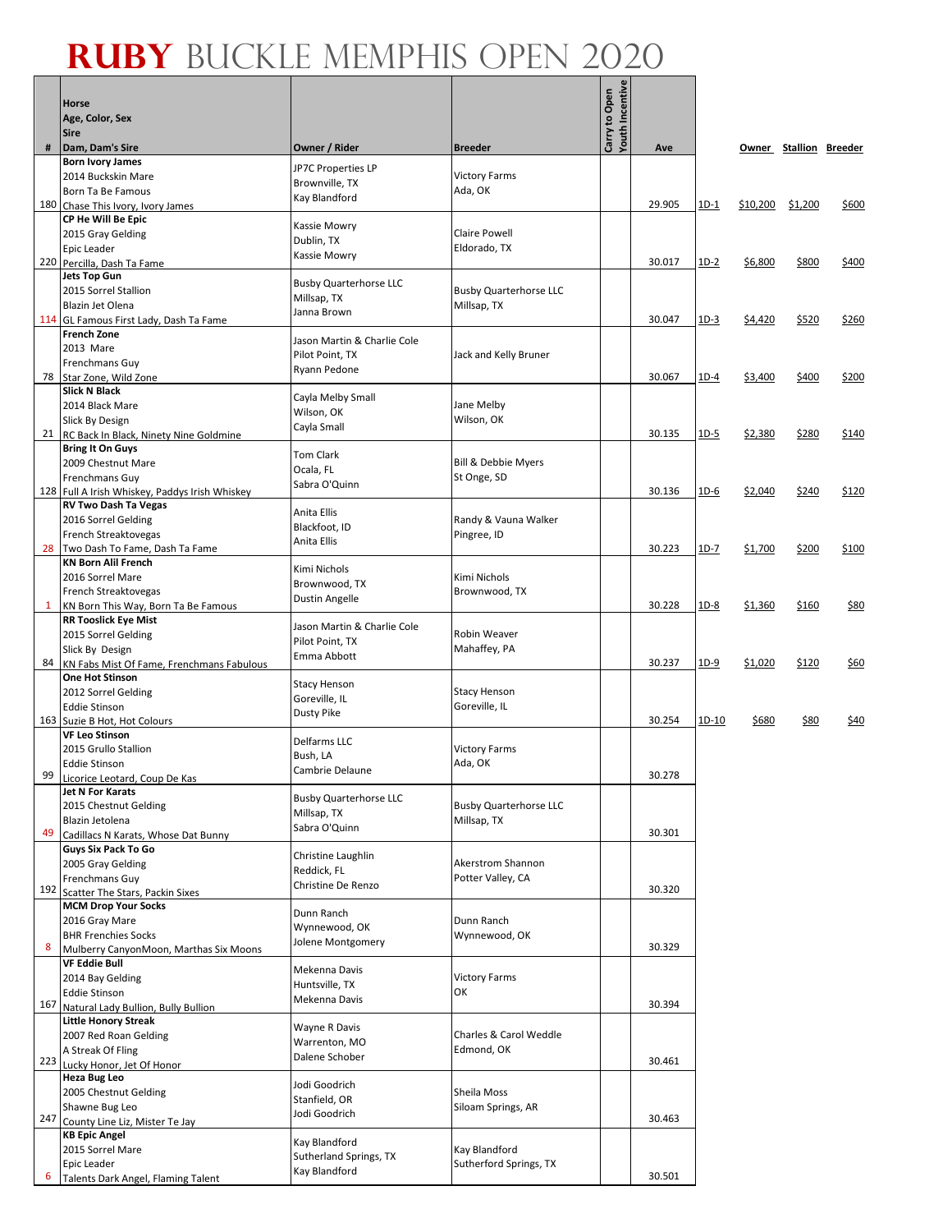# RUBY BUCKLE MEMPHIS OPEN 2020

| # | Horse<br>Age, Color, Sex<br>Sire<br>Dam, Dam's Sire | Owner / Rider | Breeder | Carry to Open | Youth Incentive | Ave | | Owner | Stallion | Breeder |
|---|---|---|---|---|---|---|---|---|---|---|
| 180 | **Born Ivory James**<br>2014 Buckskin Mare<br>Born Ta Be Famous<br>Chase This Ivory, Ivory James | JP7C Properties LP<br>Brownville, TX<br>Kay Blandford | Victory Farms<br>Ada, OK | | | 29.905 | 1D-1 | $10,200 | $1,200 | $600 |
| 220 | **CP He Will Be Epic**<br>2015 Gray Gelding<br>Epic Leader<br>Percilla, Dash Ta Fame | Kassie Mowry<br>Dublin, TX<br>Kassie Mowry | Claire Powell<br>Eldorado, TX | | | 30.017 | 1D-2 | $6,800 | $800 | $400 |
| 114 | **Jets Top Gun**<br>2015 Sorrel Stallion<br>Blazin Jet Olena<br>GL Famous First Lady, Dash Ta Fame | Busby Quarterhorse LLC<br>Millsap, TX<br>Janna Brown | Busby Quarterhorse LLC<br>Millsap, TX | | | 30.047 | 1D-3 | $4,420 | $520 | $260 |
| 78 | **French Zone**<br>2013 Mare<br>Frenchmans Guy<br>Star Zone, Wild Zone | Jason Martin & Charlie Cole<br>Pilot Point, TX<br>Ryann Pedone | Jack and Kelly Bruner | | | 30.067 | 1D-4 | $3,400 | $400 | $200 |
| 21 | **Slick N Black**<br>2014 Black Mare<br>Slick By Design<br>RC Back In Black, Ninety Nine Goldmine | Cayla Melby Small<br>Wilson, OK<br>Cayla Small | Jane Melby<br>Wilson, OK | | | 30.135 | 1D-5 | $2,380 | $280 | $140 |
| 128 | **Bring It On Guys**<br>2009 Chestnut Mare<br>Frenchmans Guy<br>Full A Irish Whiskey, Paddys Irish Whiskey | Tom Clark<br>Ocala, FL<br>Sabra O'Quinn | Bill & Debbie Myers<br>St Onge, SD | | | 30.136 | 1D-6 | $2,040 | $240 | $120 |
| 28 | **RV Two Dash Ta Vegas**<br>2016 Sorrel Gelding<br>French Streaktovegas<br>Two Dash To Fame, Dash Ta Fame | Anita Ellis<br>Blackfoot, ID<br>Anita Ellis | Randy & Vauna Walker<br>Pingree, ID | | | 30.223 | 1D-7 | $1,700 | $200 | $100 |
| 1 | **KN Born Alil French**<br>2016 Sorrel Mare<br>French Streaktovegas<br>KN Born This Way, Born Ta Be Famous | Kimi Nichols<br>Brownwood, TX<br>Dustin Angelle | Kimi Nichols<br>Brownwood, TX | | | 30.228 | 1D-8 | $1,360 | $160 | $80 |
| 84 | **RR Tooslick Eye Mist**<br>2015 Sorrel Gelding<br>Slick By Design<br>KN Fabs Mist Of Fame, Frenchmans Fabulous | Jason Martin & Charlie Cole<br>Pilot Point, TX<br>Emma Abbott | Robin Weaver<br>Mahaffey, PA | | | 30.237 | 1D-9 | $1,020 | $120 | $60 |
| 163 | **One Hot Stinson**<br>2012 Sorrel Gelding<br>Eddie Stinson<br>Suzie B Hot, Hot Colours | Stacy Henson<br>Goreville, IL<br>Dusty Pike | Stacy Henson<br>Goreville, IL | | | 30.254 | 1D-10 | $680 | $80 | $40 |
| 99 | **VF Leo Stinson**<br>2015 Grullo Stallion<br>Eddie Stinson<br>Licorice Leotard, Coup De Kas | Delfarms LLC<br>Bush, LA<br>Cambrie Delaune | Victory Farms<br>Ada, OK | | | 30.278 | | | | |
| 49 | **Jet N For Karats**<br>2015 Chestnut Gelding<br>Blazin Jetolena<br>Cadillacs N Karats, Whose Dat Bunny | Busby Quarterhorse LLC<br>Millsap, TX<br>Sabra O'Quinn | Busby Quarterhorse LLC<br>Millsap, TX | | | 30.301 | | | | |
| 192 | **Guys Six Pack To Go**<br>2005 Gray Gelding<br>Frenchmans Guy<br>Scatter The Stars, Packin Sixes | Christine Laughlin<br>Reddick, FL<br>Christine De Renzo | Akerstrom Shannon<br>Potter Valley, CA | | | 30.320 | | | | |
| 8 | **MCM Drop Your Socks**<br>2016 Gray Mare<br>BHR Frenchies Socks<br>Mulberry CanyonMoon, Marthas Six Moons | Dunn Ranch<br>Wynnewood, OK<br>Jolene Montgomery | Dunn Ranch<br>Wynnewood, OK | | | 30.329 | | | | |
| 167 | **VF Eddie Bull**<br>2014 Bay Gelding<br>Eddie Stinson<br>Natural Lady Bullion, Bully Bullion | Mekenna Davis<br>Huntsville, TX<br>Mekenna Davis | Victory Farms<br>OK | | | 30.394 | | | | |
| 223 | **Little Honory Streak**<br>2007 Red Roan Gelding<br>A Streak Of Fling<br>Lucky Honor, Jet Of Honor | Wayne R Davis<br>Warrenton, MO<br>Dalene Schober | Charles & Carol Weddle<br>Edmond, OK | | | 30.461 | | | | |
| 247 | **Heza Bug Leo**<br>2005 Chestnut Gelding<br>Shawne Bug Leo<br>County Line Liz, Mister Te Jay | Jodi Goodrich<br>Stanfield, OR<br>Jodi Goodrich | Sheila Moss<br>Siloam Springs, AR | | | 30.463 | | | | |
| 6 | **KB Epic Angel**<br>2015 Sorrel Mare<br>Epic Leader<br>Talents Dark Angel, Flaming Talent | Kay Blandford<br>Sutherland Springs, TX<br>Kay Blandford | Kay Blandford<br>Sutherford Springs, TX | | | 30.501 | | | | |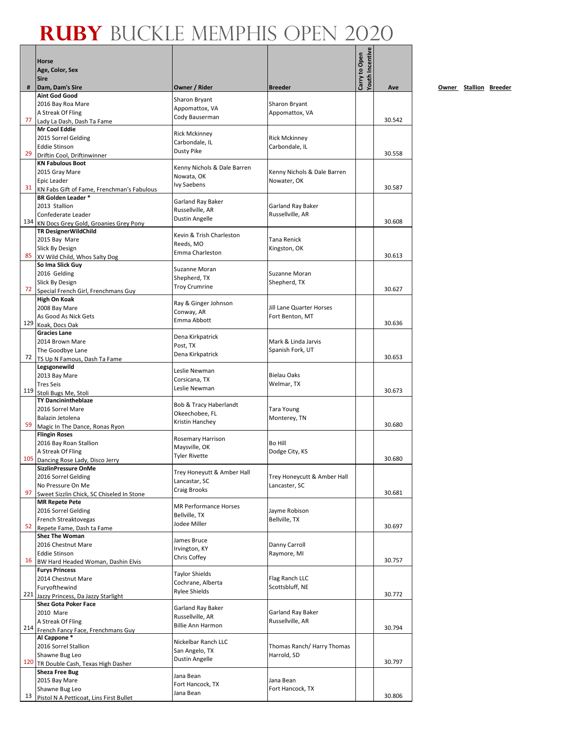# RUBY BUCKLE MEMPHIS OPEN 2020

| # | Horse<br>Age, Color, Sex<br>Sire<br>Dam, Dam's Sire | Owner / Rider | Breeder | Carry to Open | Youth Incentive | Ave |
|---|---|---|---|---|---|---|
| 77 | **Aint God Good**<br>2016 Bay Roa Mare<br>A Streak Of Fling<br>Lady La Dash, Dash Ta Fame | Sharon Bryant<br>Appomattox, VA<br>Cody Bauserman | Sharon Bryant<br>Appomattox, VA | | | 30.542 |
| 29 | **Mr Cool Eddie**<br>2015 Sorrel Gelding<br>Eddie Stinson<br>Driftin Cool, Driftinwinner | Rick Mckinney<br>Carbondale, IL<br>Dusty Pike | Rick Mckinney<br>Carbondale, IL | | | 30.558 |
| 31 | **KN Fabulous Boot**<br>2015 Gray Mare<br>Epic Leader<br>KN Fabs Gift of Fame, Frenchman's Fabulous | Kenny Nichols & Dale Barren<br>Nowata, OK<br>Ivy Saebens | Kenny Nichols & Dale Barren<br>Nowater, OK | | | 30.587 |
| 134 | **BR Golden Leader ***<br>2013 Stallion<br>Confederate Leader<br>KN Docs Grey Gold, Groanies Grey Pony | Garland Ray Baker<br>Russellville, AR<br>Dustin Angelle | Garland Ray Baker<br>Russellville, AR | | | 30.608 |
| 85 | **TR DesignerWildChild**<br>2015 Bay Mare<br>Slick By Design<br>XV Wild Child, Whos Salty Dog | Kevin & Trish Charleston<br>Reeds, MO<br>Emma Charleston | Tana Renick<br>Kingston, OK | | | 30.613 |
| 72 | **So Ima Slick Guy**<br>2016 Gelding<br>Slick By Design<br>Special French Girl, Frenchmans Guy | Suzanne Moran<br>Shepherd, TX<br>Troy Crumrine | Suzanne Moran<br>Shepherd, TX | | | 30.627 |
| 129 | **High On Koak**<br>2008 Bay Mare<br>As Good As Nick Gets<br>Koak, Docs Oak | Ray & Ginger Johnson<br>Conway, AR<br>Emma Abbott | Jill Lane Quarter Horses<br>Fort Benton, MT | | | 30.636 |
| 72 | **Gracies Lane**<br>2014 Brown Mare<br>The Goodbye Lane<br>TS Up N Famous, Dash Ta Fame | Dena Kirkpatrick<br>Post, TX<br>Dena Kirkpatrick | Mark & Linda Jarvis<br>Spanish Fork, UT | | | 30.653 |
| 119 | **Legsgonewild**<br>2013 Bay Mare<br>Tres Seis<br>Stoli Bugs Me, Stoli | Leslie Newman<br>Corsicana, TX<br>Leslie Newman | Bielau Oaks<br>Welmar, TX | | | 30.673 |
| 59 | **TY Dancinintheblaze**<br>2016 Sorrel Mare<br>Balazin Jetolena<br>Magic In The Dance, Ronas Ryon | Bob & Tracy Haberlandt<br>Okeechobee, FL<br>Kristin Hanchey | Tara Young<br>Monterey, TN | | | 30.680 |
| 105 | **Flingin Roses**<br>2016 Bay Roan Stallion<br>A Streak Of Fling<br>Dancing Rose Lady, Disco Jerry | Rosemary Harrison<br>Maysville, OK<br>Tyler Rivette | Bo Hill<br>Dodge City, KS | | | 30.680 |
| 97 | **SizzlinPressure OnMe**<br>2016 Sorrel Gelding<br>No Pressure On Me<br>Sweet Sizzlin Chick, SC Chiseled In Stone | Trey Honeyutt & Amber Hall<br>Lancastar, SC<br>Craig Brooks | Trey Honeycutt & Amber Hall<br>Lancaster, SC | | | 30.681 |
| 52 | **MR Repete Pete**<br>2016 Sorrel Gelding<br>French Streaktovegas<br>Repete Fame, Dash ta Fame | MR Performance Horses<br>Bellville, TX<br>Jodee Miller | Jayme Robison<br>Bellville, TX | | | 30.697 |
| 16 | **Shez The Woman**<br>2016 Chestnut Mare<br>Eddie Stinson<br>BW Hard Headed Woman, Dashin Elvis | James Bruce<br>Irvington, KY<br>Chris Coffey | Danny Carroll<br>Raymore, MI | | | 30.757 |
| 221 | **Furys Princess**<br>2014 Chestnut Mare<br>Furyofthewind<br>Jazzy Princess, Da Jazzy Starlight | Taylor Shields<br>Cochrane, Alberta<br>Rylee Shields | Flag Ranch LLC<br>Scottsbluff, NE | | | 30.772 |
| 214 | **Shez Gota Poker Face**<br>2010 Mare<br>A Streak Of Fling<br>French Fancy Face, Frenchmans Guy | Garland Ray Baker<br>Russellville, AR<br>Billie Ann Harmon | Garland Ray Baker<br>Russellville, AR | | | 30.794 |
| 120 | **Al Cappone ***<br>2016 Sorrel Stallion<br>Shawne Bug Leo<br>TR Double Cash, Texas High Dasher | Nickelbar Ranch LLC<br>San Angelo, TX<br>Dustin Angelle | Thomas Ranch/ Harry Thomas<br>Harrold, SD | | | 30.797 |
| 13 | **Sheza Free Bug**<br>2015 Bay Mare<br>Shawne Bug Leo<br>Pistol N A Petticoat, Lins First Bullet | Jana Bean<br>Fort Hancock, TX<br>Jana Bean | Jana Bean<br>Fort Hancock, TX | | | 30.806 |

Owner Stallion Breeder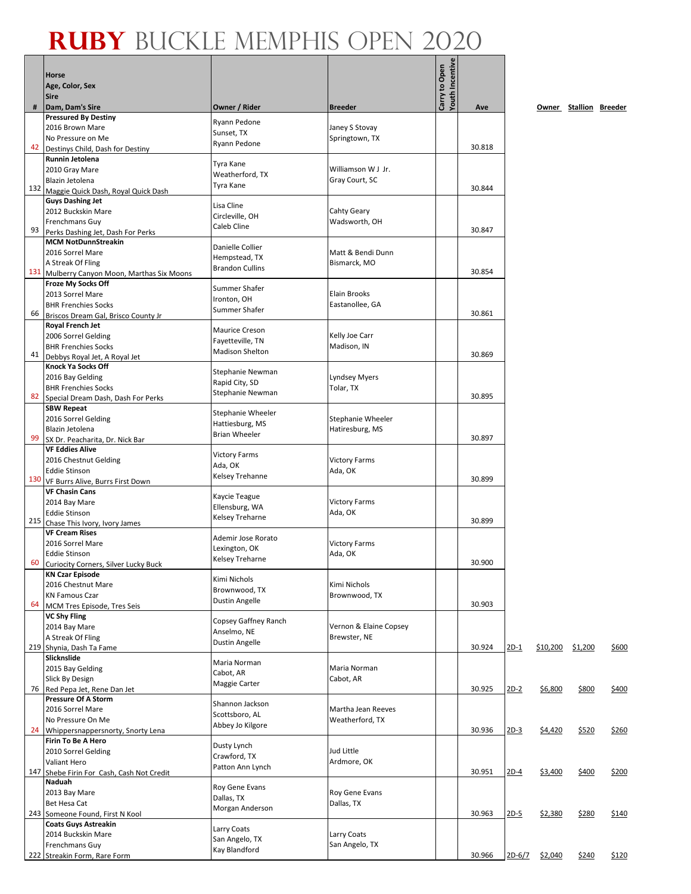# RUBY BUCKLE MEMPHIS OPEN 2020

| # | Horse / Age, Color, Sex / Sire / Dam, Dam's Sire | Owner / Rider | Breeder | Carry to Open | Youth Incentive | Ave | | Owner | Stallion | Breeder |
|---|---|---|---|---|---|---|---|---|---|---|
| 42 | **Pressured By Destiny**<br>2016 Brown Mare<br>No Pressure on Me<br>Destinys Child, Dash for Destiny | Ryann Pedone<br>Sunset, TX<br>Ryann Pedone | Janey S Stovay<br>Springtown, TX | | | 30.818 | | | | |
| 132 | **Runnin Jetolena**<br>2010 Gray Mare<br>Blazin Jetolena<br>Maggie Quick Dash, Royal Quick Dash | Tyra Kane<br>Weatherford, TX<br>Tyra Kane | Williamson W J Jr.<br>Gray Court, SC | | | 30.844 | | | | |
| 93 | **Guys Dashing Jet**<br>2012 Buckskin Mare<br>Frenchmans Guy<br>Perks Dashing Jet, Dash For Perks | Lisa Cline<br>Circleville, OH<br>Caleb Cline | Cahty Geary<br>Wadsworth, OH | | | 30.847 | | | | |
| 131 | **MCM NotDunnStreakin**<br>2016 Sorrel Mare<br>A Streak Of Fling<br>Mulberry Canyon Moon, Marthas Six Moons | Danielle Collier<br>Hempstead, TX<br>Brandon Cullins | Matt & Bendi Dunn<br>Bismarck, MO | | | 30.854 | | | | |
| 66 | **Froze My Socks Off**<br>2013 Sorrel Mare<br>BHR Frenchies Socks<br>Briscos Dream Gal, Brisco County Jr | Summer Shafer<br>Ironton, OH<br>Summer Shafer | Elain Brooks<br>Eastanollee, GA | | | 30.861 | | | | |
| 41 | **Royal French Jet**<br>2006 Sorrel Gelding<br>BHR Frenchies Socks<br>Debbys Royal Jet, A Royal Jet | Maurice Creson<br>Fayetteville, TN<br>Madison Shelton | Kelly Joe Carr<br>Madison, IN | | | 30.869 | | | | |
| 82 | **Knock Ya Socks Off**<br>2016 Bay Gelding<br>BHR Frenchies Socks<br>Special Dream Dash, Dash For Perks | Stephanie Newman<br>Rapid City, SD<br>Stephanie Newman | Lyndsey Myers<br>Tolar, TX | | | 30.895 | | | | |
| 99 | **SBW Repeat**<br>2016 Sorrel Gelding<br>Blazin Jetolena<br>SX Dr. Peacharita, Dr. Nick Bar | Stephanie Wheeler<br>Hattiesburg, MS<br>Brian Wheeler | Stephanie Wheeler<br>Hatiresburg, MS | | | 30.897 | | | | |
| 130 | **VF Eddies Alive**<br>2016 Chestnut Gelding<br>Eddie Stinson<br>VF Burrs Alive, Burrs First Down | Victory Farms<br>Ada, OK<br>Kelsey Trehanne | Victory Farms<br>Ada, OK | | | 30.899 | | | | |
| 215 | **VF Chasin Cans**<br>2014 Bay Mare<br>Eddie Stinson<br>Chase This Ivory, Ivory James | Kaycie Teague<br>Ellensburg, WA<br>Kelsey Treharne | Victory Farms<br>Ada, OK | | | 30.899 | | | | |
| 60 | **VF Cream Rises**<br>2016 Sorrel Mare<br>Eddie Stinson<br>Curiocity Corners, Silver Lucky Buck | Ademir Jose Rorato<br>Lexington, OK<br>Kelsey Treharne | Victory Farms<br>Ada, OK | | | 30.900 | | | | |
| 64 | **KN Czar Episode**<br>2016 Chestnut Mare<br>KN Famous Czar<br>MCM Tres Episode, Tres Seis | Kimi Nichols<br>Brownwood, TX<br>Dustin Angelle | Kimi Nichols<br>Brownwood, TX | | | 30.903 | | | | |
| 219 | **VC Shy Fling**<br>2014 Bay Mare<br>A Streak Of Fling<br>Shynia, Dash Ta Fame | Copsey Gaffney Ranch<br>Anselmo, NE<br>Dustin Angelle | Vernon & Elaine Copsey<br>Brewster, NE | | | 30.924 | 2D-1 | $10,200 | $1,200 | $600 |
| 76 | **Slicknslide**<br>2015 Bay Gelding<br>Slick By Design<br>Red Pepa Jet, Rene Dan Jet | Maria Norman<br>Cabot, AR<br>Maggie Carter | Maria Norman<br>Cabot, AR | | | 30.925 | 2D-2 | $6,800 | $800 | $400 |
| 24 | **Pressure Of A Storm**<br>2016 Sorrel Mare<br>No Pressure On Me<br>Whippersnappersnorty, Snorty Lena | Shannon Jackson<br>Scottsboro, AL<br>Abbey Jo Kilgore | Martha Jean Reeves<br>Weatherford, TX | | | 30.936 | 2D-3 | $4,420 | $520 | $260 |
| 147 | **Firin To Be A Hero**<br>2010 Sorrel Gelding<br>Valiant Hero<br>Shebe Firin For Cash, Cash Not Credit | Dusty Lynch<br>Crawford, TX<br>Patton Ann Lynch | Jud Little<br>Ardmore, OK | | | 30.951 | 2D-4 | $3,400 | $400 | $200 |
| 243 | **Naduah**<br>2013 Bay Mare<br>Bet Hesa Cat<br>Someone Found, First N Kool | Roy Gene Evans<br>Dallas, TX<br>Morgan Anderson | Roy Gene Evans<br>Dallas, TX | | | 30.963 | 2D-5 | $2,380 | $280 | $140 |
| 222 | **Coats Guys Astreakin**<br>2014 Buckskin Mare<br>Frenchmans Guy<br>Streakin Form, Rare Form | Larry Coats<br>San Angelo, TX<br>Kay Blandford | Larry Coats<br>San Angelo, TX | | | 30.966 | 2D-6/7 | $2,040 | $240 | $120 |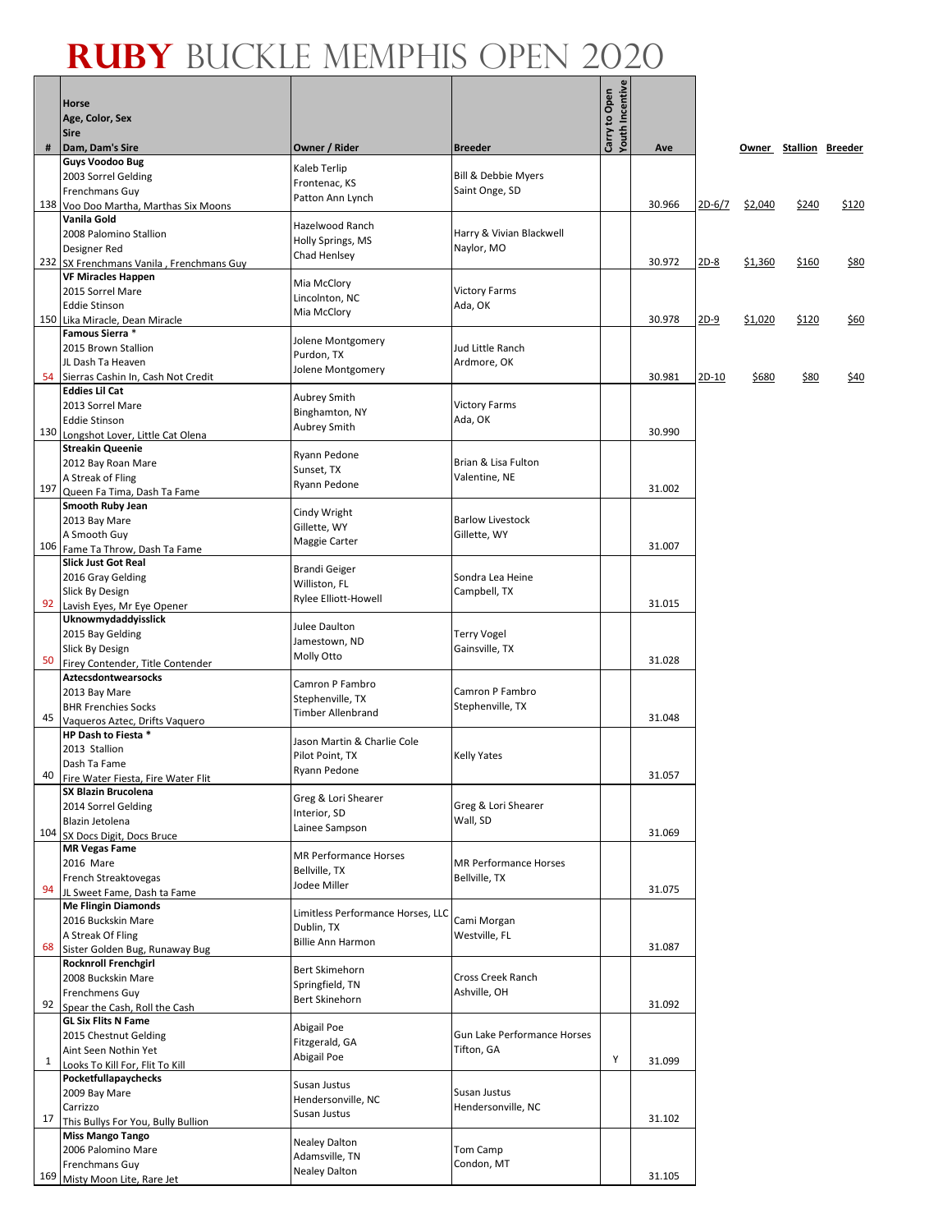# RUBY BUCKLE MEMPHIS OPEN 2020

| # | Horse<br>Age, Color, Sex<br>Sire<br>Dam, Dam's Sire | Owner / Rider | Breeder | Carry to Open | Youth Incentive | Ave | | Owner | Stallion | Breeder |
|---|---|---|---|---|---|---|---|---|---|---|
| 138 | **Guys Voodoo Bug**<br>2003 Sorrel Gelding<br>Frenchmans Guy<br>Voo Doo Martha, Marthas Six Moons | Kaleb Terlip<br>Frontenac, KS<br>Patton Ann Lynch | Bill & Debbie Myers<br>Saint Onge, SD | | | 30.966 | 2D-6/7 | $2,040 | $240 | $120 |
| 232 | **Vanila Gold**<br>2008 Palomino Stallion<br>Designer Red<br>SX Frenchmans Vanila , Frenchmans Guy | Hazelwood Ranch<br>Holly Springs, MS<br>Chad Henlsey | Harry & Vivian Blackwell<br>Naylor, MO | | | 30.972 | 2D-8 | $1,360 | $160 | $80 |
| 150 | **VF Miracles Happen**<br>2015 Sorrel Mare<br>Eddie Stinson<br>Lika Miracle, Dean Miracle | Mia McClory<br>Lincolnton, NC<br>Mia McClory | Victory Farms<br>Ada, OK | | | 30.978 | 2D-9 | $1,020 | $120 | $60 |
| 54 | **Famous Sierra** *<br>2015 Brown Stallion<br>JL Dash Ta Heaven<br>Sierras Cashin In, Cash Not Credit | Jolene Montgomery<br>Purdon, TX<br>Jolene Montgomery | Jud Little Ranch<br>Ardmore, OK | | | 30.981 | 2D-10 | $680 | $80 | $40 |
| 130 | **Eddies Lil Cat**<br>2013 Sorrel Mare<br>Eddie Stinson<br>Longshot Lover, Little Cat Olena | Aubrey Smith<br>Binghamton, NY<br>Aubrey Smith | Victory Farms<br>Ada, OK | | | 30.990 | | | | |
| 197 | **Streakin Queenie**<br>2012 Bay Roan Mare<br>A Streak of Fling<br>Queen Fa Tima, Dash Ta Fame | Ryann Pedone<br>Sunset, TX<br>Ryann Pedone | Brian & Lisa Fulton<br>Valentine, NE | | | 31.002 | | | | |
| 106 | **Smooth Ruby Jean**<br>2013 Bay Mare<br>A Smooth Guy<br>Fame Ta Throw, Dash Ta Fame | Cindy Wright<br>Gillette, WY<br>Maggie Carter | Barlow Livestock<br>Gillette, WY | | | 31.007 | | | | |
| 92 | **Slick Just Got Real**<br>2016 Gray Gelding<br>Slick By Design<br>Lavish Eyes, Mr Eye Opener | Brandi Geiger<br>Williston, FL<br>Rylee Elliott-Howell | Sondra Lea Heine<br>Campbell, TX | | | 31.015 | | | | |
| 50 | **Uknowmydaddyisslick**<br>2015 Bay Gelding<br>Slick By Design<br>Firey Contender, Title Contender | Julee Daulton<br>Jamestown, ND<br>Molly Otto | Terry Vogel<br>Gainsville, TX | | | 31.028 | | | | |
| 45 | **Aztecsdontwearsocks**<br>2013 Bay Mare<br>BHR Frenchies Socks<br>Vaqueros Aztec, Drifts Vaquero | Camron P Fambro<br>Stephenville, TX<br>Timber Allenbrand | Camron P Fambro<br>Stephenville, TX | | | 31.048 | | | | |
| 40 | **HP Dash to Fiesta** *<br>2013 Stallion<br>Dash Ta Fame<br>Fire Water Fiesta, Fire Water Flit | Jason Martin & Charlie Cole<br>Pilot Point, TX<br>Ryann Pedone | Kelly Yates | | | 31.057 | | | | |
| 104 | **SX Blazin Brucolena**<br>2014 Sorrel Gelding<br>Blazin Jetolena<br>SX Docs Digit, Docs Bruce | Greg & Lori Shearer<br>Interior, SD<br>Lainee Sampson | Greg & Lori Shearer<br>Wall, SD | | | 31.069 | | | | |
| 94 | **MR Vegas Fame**<br>2016 Mare<br>French Streaktovegas<br>JL Sweet Fame, Dash ta Fame | MR Performance Horses<br>Bellville, TX<br>Jodee Miller | MR Performance Horses<br>Bellville, TX | | | 31.075 | | | | |
| 68 | **Me Flingin Diamonds**<br>2016 Buckskin Mare<br>A Streak Of Fling<br>Sister Golden Bug, Runaway Bug | Limitless Performance Horses, LLC<br>Dublin, TX<br>Billie Ann Harmon | Cami Morgan<br>Westville, FL | | | 31.087 | | | | |
| 92 | **Rocknroll Frenchgirl**<br>2008 Buckskin Mare<br>Frenchmens Guy<br>Spear the Cash, Roll the Cash | Bert Skimehorn<br>Springfield, TN<br>Bert Skinehorn | Cross Creek Ranch<br>Ashville, OH | | | 31.092 | | | | |
| 1 | **GL Six Flits N Fame**<br>2015 Chestnut Gelding<br>Aint Seen Nothin Yet<br>Looks To Kill For, Flit To Kill | Abigail Poe<br>Fitzgerald, GA<br>Abigail Poe | Gun Lake Performance Horses<br>Tifton, GA | | Y | 31.099 | | | | |
| 17 | **Pocketfullapaychecks**<br>2009 Bay Mare<br>Carrizzo<br>This Bullys For You, Bully Bullion | Susan Justus<br>Hendersonville, NC<br>Susan Justus | Susan Justus<br>Hendersonville, NC | | | 31.102 | | | | |
| 169 | **Miss Mango Tango**<br>2006 Palomino Mare<br>Frenchmans Guy<br>Misty Moon Lite, Rare Jet | Nealey Dalton<br>Adamsville, TN<br>Nealey Dalton | Tom Camp<br>Condon, MT | | | 31.105 | | | | |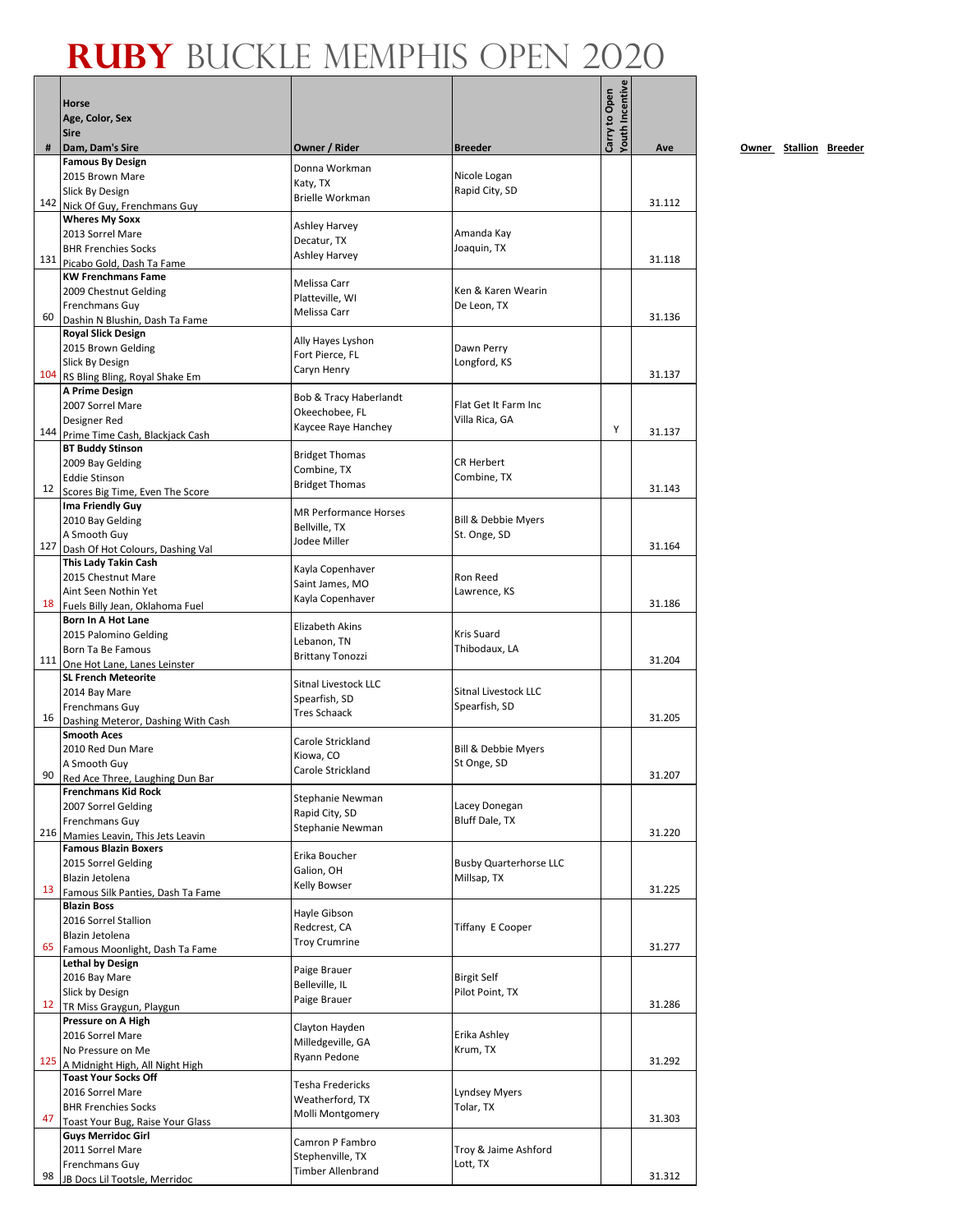# RUBY BUCKLE MEMPHIS OPEN 2020

| # | Horse<br>Age, Color, Sex<br>Sire<br>Dam, Dam's Sire | Owner / Rider | Breeder | Carry to Open | Youth Incentive | Ave |
|---|---|---|---|---|---|---|
| 142 | **Famous By Design**<br>2015 Brown Mare<br>Slick By Design<br>Nick Of Guy, Frenchmans Guy | Donna Workman<br>Katy, TX<br>Brielle Workman | Nicole Logan<br>Rapid City, SD | | | 31.112 |
| 131 | **Wheres My Soxx**<br>2013 Sorrel Mare<br>BHR Frenchies Socks<br>Picabo Gold, Dash Ta Fame | Ashley Harvey<br>Decatur, TX<br>Ashley Harvey | Amanda Kay<br>Joaquin, TX | | | 31.118 |
| 60 | **KW Frenchmans Fame**<br>2009 Chestnut Gelding<br>Frenchmans Guy<br>Dashin N Blushin, Dash Ta Fame | Melissa Carr<br>Platteville, WI<br>Melissa Carr | Ken & Karen Wearin<br>De Leon, TX | | | 31.136 |
| 104 | **Royal Slick Design**<br>2015 Brown Gelding<br>Slick By Design<br>RS Bling Bling, Royal Shake Em | Ally Hayes Lyshon<br>Fort Pierce, FL<br>Caryn Henry | Dawn Perry<br>Longford, KS | | | 31.137 |
| 144 | **A Prime Design**<br>2007 Sorrel Mare<br>Designer Red<br>Prime Time Cash, Blackjack Cash | Bob & Tracy Haberlandt<br>Okeechobee, FL<br>Kaycee Raye Hanchey | Flat Get It Farm Inc<br>Villa Rica, GA | Y | | 31.137 |
| 12 | **BT Buddy Stinson**<br>2009 Bay Gelding<br>Eddie Stinson<br>Scores Big Time, Even The Score | Bridget Thomas<br>Combine, TX<br>Bridget Thomas | CR Herbert<br>Combine, TX | | | 31.143 |
| 127 | **Ima Friendly Guy**<br>2010 Bay Gelding<br>A Smooth Guy<br>Dash Of Hot Colours, Dashing Val | MR Performance Horses<br>Bellville, TX<br>Jodee Miller | Bill & Debbie Myers<br>St. Onge, SD | | | 31.164 |
| 18 | **This Lady Takin Cash**<br>2015 Chestnut Mare<br>Aint Seen Nothin Yet<br>Fuels Billy Jean, Oklahoma Fuel | Kayla Copenhaver<br>Saint James, MO<br>Kayla Copenhaver | Ron Reed<br>Lawrence, KS | | | 31.186 |
| 111 | **Born In A Hot Lane**<br>2015 Palomino Gelding<br>Born Ta Be Famous<br>One Hot Lane, Lanes Leinster | Elizabeth Akins<br>Lebanon, TN<br>Brittany Tonozzi | Kris Suard<br>Thibodaux, LA | | | 31.204 |
| 16 | **SL French Meteorite**<br>2014 Bay Mare<br>Frenchmans Guy<br>Dashing Meteror, Dashing With Cash | Sitnal Livestock LLC<br>Spearfish, SD<br>Tres Schaack | Sitnal Livestock LLC<br>Spearfish, SD | | | 31.205 |
| 90 | **Smooth Aces**<br>2010 Red Dun Mare<br>A Smooth Guy<br>Red Ace Three, Laughing Dun Bar | Carole Strickland<br>Kiowa, CO<br>Carole Strickland | Bill & Debbie Myers<br>St Onge, SD | | | 31.207 |
| 216 | **Frenchmans Kid Rock**<br>2007 Sorrel Gelding<br>Frenchmans Guy<br>Mamies Leavin, This Jets Leavin | Stephanie Newman<br>Rapid City, SD<br>Stephanie Newman | Lacey Donegan<br>Bluff Dale, TX | | | 31.220 |
| 13 | **Famous Blazin Boxers**<br>2015 Sorrel Gelding<br>Blazin Jetolena<br>Famous Silk Panties, Dash Ta Fame | Erika Boucher<br>Galion, OH<br>Kelly Bowser | Busby Quarterhorse LLC<br>Millsap, TX | | | 31.225 |
| 65 | **Blazin Boss**<br>2016 Sorrel Stallion<br>Blazin Jetolena<br>Famous Moonlight, Dash Ta Fame | Hayle Gibson<br>Redcrest, CA<br>Troy Crumrine | Tiffany E Cooper | | | 31.277 |
| 12 | **Lethal by Design**<br>2016 Bay Mare<br>Slick by Design<br>TR Miss Graygun, Playgun | Paige Brauer<br>Belleville, IL<br>Paige Brauer | Birgit Self<br>Pilot Point, TX | | | 31.286 |
| 125 | **Pressure on A High**<br>2016 Sorrel Mare<br>No Pressure on Me<br>A Midnight High, All Night High | Clayton Hayden<br>Milledgeville, GA<br>Ryann Pedone | Erika Ashley<br>Krum, TX | | | 31.292 |
| 47 | **Toast Your Socks Off**<br>2016 Sorrel Mare<br>BHR Frenchies Socks<br>Toast Your Bug, Raise Your Glass | Tesha Fredericks<br>Weatherford, TX<br>Molli Montgomery | Lyndsey Myers<br>Tolar, TX | | | 31.303 |
| 98 | **Guys Merridoc Girl**<br>2011 Sorrel Mare<br>Frenchmans Guy<br>JB Docs Lil Tootsle, Merridoc | Camron P Fambro<br>Stephenville, TX<br>Timber Allenbrand | Troy & Jaime Ashford<br>Lott, TX | | | 31.312 |

Owner Stallion Breeder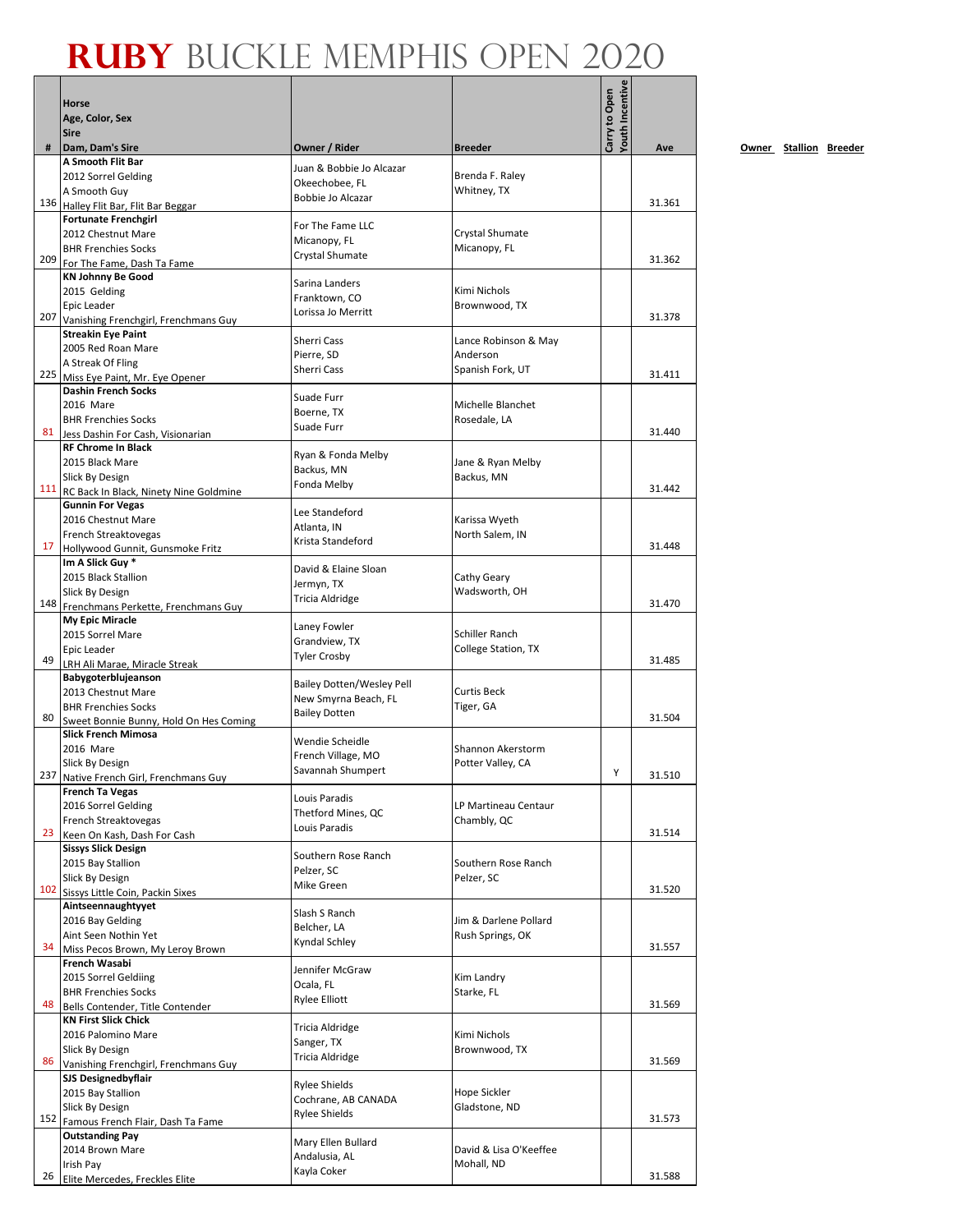# RUBY BUCKLE MEMPHIS OPEN 2020

| # | Horse<br>Age, Color, Sex<br>Sire<br>Dam, Dam's Sire | Owner / Rider | Breeder | Carry to Open | Youth Incentive | Ave |
|---|---|---|---|---|---|---|
| 136 | **A Smooth Flit Bar**<br>2012 Sorrel Gelding<br>A Smooth Guy<br>Halley Flit Bar, Flit Bar Beggar | Juan & Bobbie Jo Alcazar<br>Okeechobee, FL<br>Bobbie Jo Alcazar | Brenda F. Raley<br>Whitney, TX | | | 31.361 |
| 209 | **Fortunate Frenchgirl**<br>2012 Chestnut Mare<br>BHR Frenchies Socks<br>For The Fame, Dash Ta Fame | For The Fame LLC<br>Micanopy, FL<br>Crystal Shumate | Crystal Shumate<br>Micanopy, FL | | | 31.362 |
| 207 | **KN Johnny Be Good**<br>2015 Gelding<br>Epic Leader<br>Vanishing Frenchgirl, Frenchmans Guy | Sarina Landers<br>Franktown, CO<br>Lorissa Jo Merritt | Kimi Nichols<br>Brownwood, TX | | | 31.378 |
| 225 | **Streakin Eye Paint**<br>2005 Red Roan Mare<br>A Streak Of Fling<br>Miss Eye Paint, Mr. Eye Opener | Sherri Cass<br>Pierre, SD<br>Sherri Cass | Lance Robinson & May Anderson<br>Spanish Fork, UT | | | 31.411 |
| 81 | **Dashin French Socks**<br>2016 Mare<br>BHR Frenchies Socks<br>Jess Dashin For Cash, Visionarian | Suade Furr<br>Boerne, TX<br>Suade Furr | Michelle Blanchet<br>Rosedale, LA | | | 31.440 |
| 111 | **RF Chrome In Black**<br>2015 Black Mare<br>Slick By Design<br>RC Back In Black, Ninety Nine Goldmine | Ryan & Fonda Melby<br>Backus, MN<br>Fonda Melby | Jane & Ryan Melby<br>Backus, MN | | | 31.442 |
| 17 | **Gunnin For Vegas**<br>2016 Chestnut Mare<br>French Streaktovegas<br>Hollywood Gunnit, Gunsmoke Fritz | Lee Standeford<br>Atlanta, IN<br>Krista Standeford | Karissa Wyeth<br>North Salem, IN | | | 31.448 |
| 148 | **Im A Slick Guy** *<br>2015 Black Stallion<br>Slick By Design<br>Frenchmans Perkette, Frenchmans Guy | David & Elaine Sloan<br>Jermyn, TX<br>Tricia Aldridge | Cathy Geary<br>Wadsworth, OH | | | 31.470 |
| 49 | **My Epic Miracle**<br>2015 Sorrel Mare<br>Epic Leader<br>LRH Ali Marae, Miracle Streak | Laney Fowler<br>Grandview, TX<br>Tyler Crosby | Schiller Ranch<br>College Station, TX | | | 31.485 |
| 80 | **Babygoterblujeanson**<br>2013 Chestnut Mare<br>BHR Frenchies Socks<br>Sweet Bonnie Bunny, Hold On Hes Coming | Bailey Dotten/Wesley Pell<br>New Smyrna Beach, FL<br>Bailey Dotten | Curtis Beck<br>Tiger, GA | | | 31.504 |
| 237 | **Slick French Mimosa**<br>2016 Mare<br>Slick By Design<br>Native French Girl, Frenchmans Guy | Wendie Scheidle<br>French Village, MO<br>Savannah Shumpert | Shannon Akerstorm<br>Potter Valley, CA | | Y | 31.510 |
| 23 | **French Ta Vegas**<br>2016 Sorrel Gelding<br>French Streaktovegas<br>Keen On Kash, Dash For Cash | Louis Paradis<br>Thetford Mines, QC<br>Louis Paradis | LP Martineau Centaur<br>Chambly, QC | | | 31.514 |
| 102 | **Sissys Slick Design**<br>2015 Bay Stallion<br>Slick By Design<br>Sissys Little Coin, Packin Sixes | Southern Rose Ranch<br>Pelzer, SC<br>Mike Green | Southern Rose Ranch<br>Pelzer, SC | | | 31.520 |
| 34 | **Aintseennaughtyyet**<br>2016 Bay Gelding<br>Aint Seen Nothin Yet<br>Miss Pecos Brown, My Leroy Brown | Slash S Ranch<br>Belcher, LA<br>Kyndal Schley | Jim & Darlene Pollard<br>Rush Springs, OK | | | 31.557 |
| 48 | **French Wasabi**<br>2015 Sorrel Geldiing<br>BHR Frenchies Socks<br>Bells Contender, Title Contender | Jennifer McGraw<br>Ocala, FL<br>Rylee Elliott | Kim Landry<br>Starke, FL | | | 31.569 |
| 86 | **KN First Slick Chick**<br>2016 Palomino Mare<br>Slick By Design<br>Vanishing Frenchgirl, Frenchmans Guy | Tricia Aldridge<br>Sanger, TX<br>Tricia Aldridge | Kimi Nichols<br>Brownwood, TX | | | 31.569 |
| 152 | **SJS Designedbyflair**<br>2015 Bay Stallion<br>Slick By Design<br>Famous French Flair, Dash Ta Fame | Rylee Shields<br>Cochrane, AB CANADA<br>Rylee Shields | Hope Sickler<br>Gladstone, ND | | | 31.573 |
| 26 | **Outstanding Pay**<br>2014 Brown Mare<br>Irish Pay<br>Elite Mercedes, Freckles Elite | Mary Ellen Bullard<br>Andalusia, AL<br>Kayla Coker | David & Lisa O'Keeffee<br>Mohall, ND | | | 31.588 |

**Owner** **Stallion** **Breeder**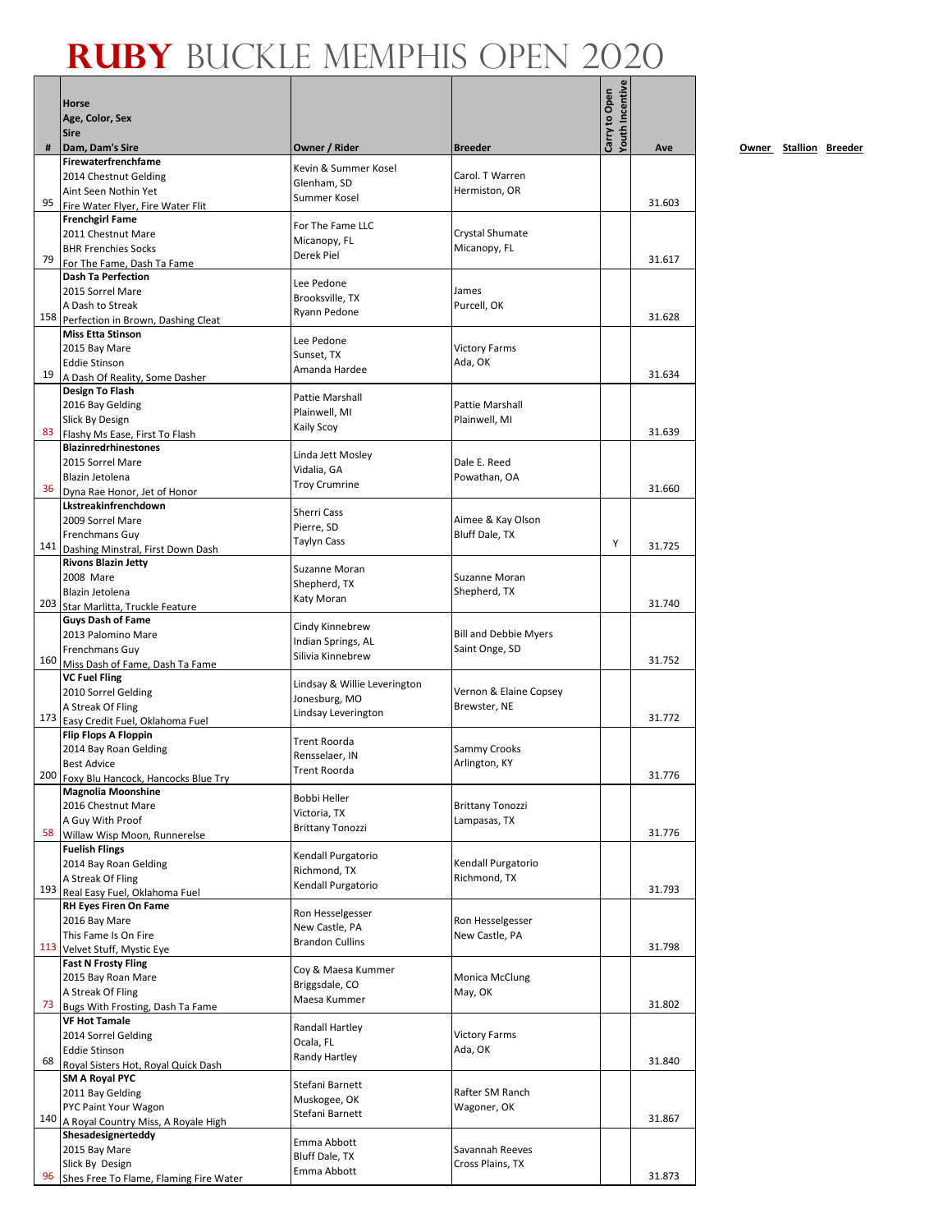# RUBY BUCKLE MEMPHIS OPEN 2020

| # | Horse<br>Age, Color, Sex<br>Sire<br>Dam, Dam's Sire | Owner / Rider | Breeder | Carry to Open | Youth Incentive | Ave |
|---|---|---|---|---|---|---|
| 95 | **Firewaterfrenchfame**<br>2014 Chestnut Gelding<br>Aint Seen Nothin Yet<br>Fire Water Flyer, Fire Water Flit | Kevin & Summer Kosel<br>Glenham, SD<br>Summer Kosel | Carol. T Warren<br>Hermiston, OR | | | 31.603 |
| 79 | **Frenchgirl Fame**<br>2011 Chestnut Mare<br>BHR Frenchies Socks<br>For The Fame, Dash Ta Fame | For The Fame LLC<br>Micanopy, FL<br>Derek Piel | Crystal Shumate<br>Micanopy, FL | | | 31.617 |
| 158 | **Dash Ta Perfection**<br>2015 Sorrel Mare<br>A Dash to Streak<br>Perfection in Brown, Dashing Cleat | Lee Pedone<br>Brooksville, TX<br>Ryann Pedone | James<br>Purcell, OK | | | 31.628 |
| 19 | **Miss Etta Stinson**<br>2015 Bay Mare<br>Eddie Stinson<br>A Dash Of Reality, Some Dasher | Lee Pedone<br>Sunset, TX<br>Amanda Hardee | Victory Farms<br>Ada, OK | | | 31.634 |
| 83 | **Design To Flash**<br>2016 Bay Gelding<br>Slick By Design<br>Flashy Ms Ease, First To Flash | Pattie Marshall<br>Plainwell, MI<br>Kaily Scoy | Pattie Marshall<br>Plainwell, MI | | | 31.639 |
| 36 | **Blazinredrhinestones**<br>2015 Sorrel Mare<br>Blazin Jetolena<br>Dyna Rae Honor, Jet of Honor | Linda Jett Mosley<br>Vidalia, GA<br>Troy Crumrine | Dale E. Reed<br>Powathan, OA | | | 31.660 |
| 141 | **Lkstreakinfrenchdown**<br>2009 Sorrel Mare<br>Frenchmans Guy<br>Dashing Minstral, First Down Dash | Sherri Cass<br>Pierre, SD<br>Taylyn Cass | Aimee & Kay Olson<br>Bluff Dale, TX | | Y | 31.725 |
| 203 | **Rivons Blazin Jetty**<br>2008 Mare<br>Blazin Jetolena<br>Star Marlitta, Truckle Feature | Suzanne Moran<br>Shepherd, TX<br>Katy Moran | Suzanne Moran<br>Shepherd, TX | | | 31.740 |
| 160 | **Guys Dash of Fame**<br>2013 Palomino Mare<br>Frenchmans Guy<br>Miss Dash of Fame, Dash Ta Fame | Cindy Kinnebrew<br>Indian Springs, AL<br>Silivia Kinnebrew | Bill and Debbie Myers<br>Saint Onge, SD | | | 31.752 |
| 173 | **VC Fuel Fling**<br>2010 Sorrel Gelding<br>A Streak Of Fling<br>Easy Credit Fuel, Oklahoma Fuel | Lindsay & Willie Leverington<br>Jonesburg, MO<br>Lindsay Leverington | Vernon & Elaine Copsey<br>Brewster, NE | | | 31.772 |
| 200 | **Flip Flops A Floppin**<br>2014 Bay Roan Gelding<br>Best Advice<br>Foxy Blu Hancock, Hancocks Blue Try | Trent Roorda<br>Rensselaer, IN<br>Trent Roorda | Sammy Crooks<br>Arlington, KY | | | 31.776 |
| 58 | **Magnolia Moonshine**<br>2016 Chestnut Mare<br>A Guy With Proof<br>Willow Wisp Moon, Runnerelse | Bobbi Heller<br>Victoria, TX<br>Brittany Tonozzi | Brittany Tonozzi<br>Lampasas, TX | | | 31.776 |
| 193 | **Fuelish Flings**<br>2014 Bay Roan Gelding<br>A Streak Of Fling<br>Real Easy Fuel, Oklahoma Fuel | Kendall Purgatorio<br>Richmond, TX<br>Kendall Purgatorio | Kendall Purgatorio<br>Richmond, TX | | | 31.793 |
| 113 | **RH Eyes Firen On Fame**<br>2016 Bay Mare<br>This Fame Is On Fire<br>Velvet Stuff, Mystic Eye | Ron Hesselgesser<br>New Castle, PA<br>Brandon Cullins | Ron Hesselgesser<br>New Castle, PA | | | 31.798 |
| 73 | **Fast N Frosty Fling**<br>2015 Bay Roan Mare<br>A Streak Of Fling<br>Bugs With Frosting, Dash Ta Fame | Coy & Maesa Kummer<br>Briggsdale, CO<br>Maesa Kummer | Monica McClung<br>May, OK | | | 31.802 |
| 68 | **VF Hot Tamale**<br>2014 Sorrel Gelding<br>Eddie Stinson<br>Royal Sisters Hot, Royal Quick Dash | Randall Hartley<br>Ocala, FL<br>Randy Hartley | Victory Farms<br>Ada, OK | | | 31.840 |
| 140 | **SM A Royal PYC**<br>2011 Bay Gelding<br>PYC Paint Your Wagon<br>A Royal Country Miss, A Royale High | Stefani Barnett<br>Muskogee, OK<br>Stefani Barnett | Rafter SM Ranch<br>Wagoner, OK | | | 31.867 |
| 96 | **Shesadesignerteddy**<br>2015 Bay Mare<br>Slick By Design<br>Shes Free To Flame, Flaming Fire Water | Emma Abbott<br>Bluff Dale, TX<br>Emma Abbott | Savannah Reeves<br>Cross Plains, TX | | | 31.873 |

Owner Stallion Breeder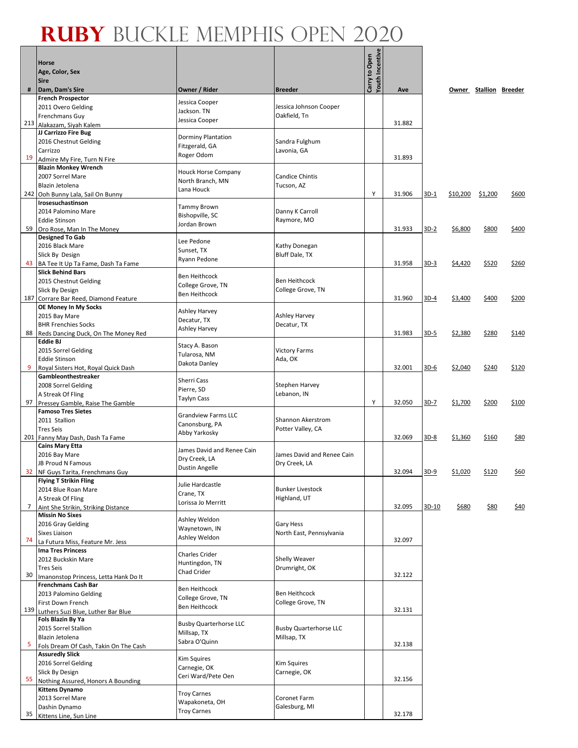# RUBY BUCKLE MEMPHIS OPEN 2020

| # | Horse<br>Age, Color, Sex<br>Sire<br>Dam, Dam's Sire | Owner / Rider | Breeder | Carry to Open | Youth Incentive | Ave | | Owner | Stallion | Breeder |
|---|---|---|---|---|---|---|---|---|---|---|
| 213 | **French Prospector**<br>2011 Overo Gelding<br>Frenchmans Guy<br>Alakazam, Siyah Kalem | Jessica Cooper<br>Jackson. TN<br>Jessica Cooper | Jessica Johnson Cooper<br>Oakfield, Tn | | | 31.882 | | | | |
| 19 | **JJ Carrizzo Fire Bug**<br>2016 Chestnut Gelding<br>Carrizzo<br>Admire My Fire, Turn N Fire | Dorminy Plantation<br>Fitzgerald, GA<br>Roger Odom | Sandra Fulghum<br>Lavonia, GA | | | 31.893 | | | | |
| 242 | **Blazin Monkey Wrench**<br>2007 Sorrel Mare<br>Blazin Jetolena<br>Ooh Bunny Lala, Sail On Bunny | Houck Horse Company<br>North Branch, MN<br>Lana Houck | Candice Chintis<br>Tucson, AZ | | Y | 31.906 | 3D-1 | $10,200 | $1,200 | $600 |
| 59 | **Irosesuchastinson**<br>2014 Palomino Mare<br>Eddie Stinson<br>Oro Rose, Man In The Money | Tammy Brown<br>Bishopville, SC<br>Jordan Brown | Danny K Carroll<br>Raymore, MO | | | 31.933 | 3D-2 | $6,800 | $800 | $400 |
| 43 | **Designed To Gab**<br>2016 Black Mare<br>Slick By Design<br>BA Tee It Up Ta Fame, Dash Ta Fame | Lee Pedone<br>Sunset, TX<br>Ryann Pedone | Kathy Donegan<br>Bluff Dale, TX | | | 31.958 | 3D-3 | $4,420 | $520 | $260 |
| 187 | **Slick Behind Bars**<br>2015 Chestnut Gelding<br>Slick By Design<br>Corrare Bar Reed, Diamond Feature | Ben Heithcock<br>College Grove, TN<br>Ben Heithcock | Ben Heithcock<br>College Grove, TN | | | 31.960 | 3D-4 | $3,400 | $400 | $200 |
| 88 | **OE Money In My Socks**<br>2015 Bay Mare<br>BHR Frenchies Socks<br>Reds Dancing Duck, On The Money Red | Ashley Harvey<br>Decatur, TX<br>Ashley Harvey | Ashley Harvey<br>Decatur, TX | | | 31.983 | 3D-5 | $2,380 | $280 | $140 |
| 9 | **Eddie BJ**<br>2015 Sorrel Gelding<br>Eddie Stinson<br>Royal Sisters Hot, Royal Quick Dash | Stacy A. Bason<br>Tularosa, NM<br>Dakota Danley | Victory Farms<br>Ada, OK | | | 32.001 | 3D-6 | $2,040 | $240 | $120 |
| 97 | **Gambleonthestreaker**<br>2008 Sorrel Gelding<br>A Streak Of Fling<br>Pressey Gamble, Raise The Gamble | Sherri Cass<br>Pierre, SD<br>Taylyn Cass | Stephen Harvey<br>Lebanon, IN | | Y | 32.050 | 3D-7 | $1,700 | $200 | $100 |
| 201 | **Famoso Tres Sietes**<br>2011 Stallion<br>Tres Seis<br>Fanny May Dash, Dash Ta Fame | Grandview Farms LLC<br>Canonsburg, PA<br>Abby Yarkosky | Shannon Akerstrom<br>Potter Valley, CA | | | 32.069 | 3D-8 | $1,360 | $160 | $80 |
| 32 | **Cains Mary Etta**<br>2016 Bay Mare<br>JB Proud N Famous<br>NF Guys Tarita, Frenchmans Guy | James David and Renee Cain<br>Dry Creek, LA<br>Dustin Angelle | James David and Renee Cain<br>Dry Creek, LA | | | 32.094 | 3D-9 | $1,020 | $120 | $60 |
| 7 | **Flying T Strikin Fling**<br>2014 Blue Roan Mare<br>A Streak Of Fling<br>Aint She Strikin, Striking Distance | Julie Hardcastle<br>Crane, TX<br>Lorissa Jo Merritt | Bunker Livestock<br>Highland, UT | | | 32.095 | 3D-10 | $680 | $80 | $40 |
| 74 | **Missin No Sixes**<br>2016 Gray Gelding<br>Sixes Liaison<br>La Futura Miss, Feature Mr. Jess | Ashley Weldon<br>Waynetown, IN<br>Ashley Weldon | Gary Hess<br>North East, Pennsylvania | | | 32.097 | | | | |
| 30 | **Ima Tres Princess**<br>2012 Buckskin Mare<br>Tres Seis<br>Imanonstop Princess, Letta Hank Do It | Charles Crider<br>Huntingdon, TN<br>Chad Crider | Shelly Weaver<br>Drumright, OK | | | 32.122 | | | | |
| 139 | **Frenchmans Cash Bar**<br>2013 Palomino Gelding<br>First Down French<br>Luthers Suzi Blue, Luther Bar Blue | Ben Heithcock<br>College Grove, TN<br>Ben Heithcock | Ben Heithcock<br>College Grove, TN | | | 32.131 | | | | |
| 5 | **Fols Blazin By Ya**<br>2015 Sorrel Stallion<br>Blazin Jetolena<br>Fols Dream Of Cash, Takin On The Cash | Busby Quarterhorse LLC<br>Millsap, TX<br>Sabra O'Quinn | Busby Quarterhorse LLC<br>Millsap, TX | | | 32.138 | | | | |
| 55 | **Assuredly Slick**<br>2016 Sorrel Gelding<br>Slick By Design<br>Nothing Assured, Honors A Bounding | Kim Squires<br>Carnegie, OK<br>Ceri Ward/Pete Oen | Kim Squires<br>Carnegie, OK | | | 32.156 | | | | |
| 35 | **Kittens Dynamo**<br>2013 Sorrel Mare<br>Dashin Dynamo<br>Kittens Line, Sun Line | Troy Carnes<br>Wapakoneta, OH<br>Troy Carnes | Coronet Farm<br>Galesburg, MI | | | 32.178 | | | | |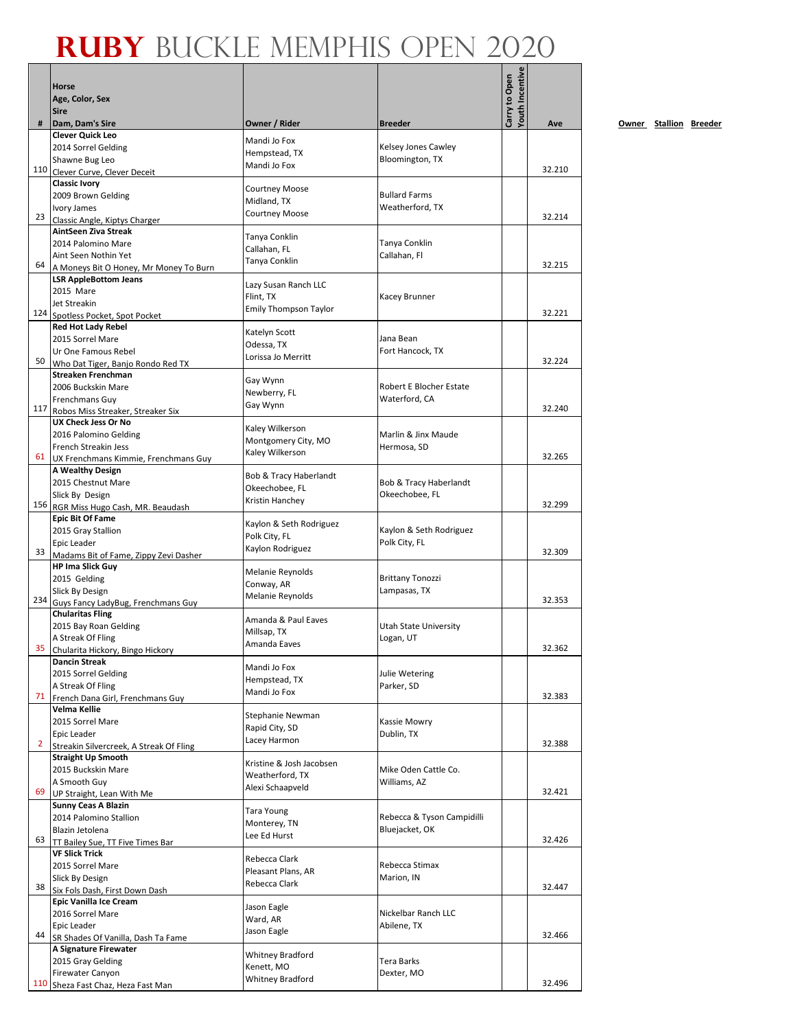# RUBY BUCKLE MEMPHIS OPEN 2020

| # | Horse<br>Age, Color, Sex<br>Sire<br>Dam, Dam's Sire | Owner / Rider | Breeder | Carry to Open | Youth Incentive | Ave |
|---|---|---|---|---|---|---|
| 110 | **Clever Quick Leo**<br>2014 Sorrel Gelding<br>Shawne Bug Leo<br>Clever Curve, Clever Deceit | Mandi Jo Fox<br>Hempstead, TX<br>Mandi Jo Fox | Kelsey Jones Cawley<br>Bloomington, TX | | | 32.210 |
| 23 | **Classic Ivory**<br>2009 Brown Gelding<br>Ivory James<br>Classic Angle, Kiptys Charger | Courtney Moose<br>Midland, TX<br>Courtney Moose | Bullard Farms<br>Weatherford, TX | | | 32.214 |
| 64 | **AintSeen Ziva Streak**<br>2014 Palomino Mare<br>Aint Seen Nothin Yet<br>A Moneys Bit O Honey, Mr Money To Burn | Tanya Conklin<br>Callahan, FL<br>Tanya Conklin | Tanya Conklin<br>Callahan, Fl | | | 32.215 |
| 124 | **LSR AppleBottom Jeans**<br>2015 Mare<br>Jet Streakin<br>Spotless Pocket, Spot Pocket | Lazy Susan Ranch LLC<br>Flint, TX<br>Emily Thompson Taylor | Kacey Brunner | | | 32.221 |
| 50 | **Red Hot Lady Rebel**<br>2015 Sorrel Mare<br>Ur One Famous Rebel<br>Who Dat Tiger, Banjo Rondo Red TX | Katelyn Scott<br>Odessa, TX<br>Lorissa Jo Merritt | Jana Bean<br>Fort Hancock, TX | | | 32.224 |
| 117 | **Streaken Frenchman**<br>2006 Buckskin Mare<br>Frenchmans Guy<br>Robos Miss Streaker, Streaker Six | Gay Wynn<br>Newberry, FL<br>Gay Wynn | Robert E Blocher Estate<br>Waterford, CA | | | 32.240 |
| 61 | **UX Check Jess Or No**<br>2016 Palomino Gelding<br>French Streakin Jess<br>UX Frenchmans Kimmie, Frenchmans Guy | Kaley Wilkerson<br>Montgomery City, MO<br>Kaley Wilkerson | Marlin & Jinx Maude<br>Hermosa, SD | | | 32.265 |
| 156 | **A Wealthy Design**<br>2015 Chestnut Mare<br>Slick By Design<br>RGR Miss Hugo Cash, MR. Beaudash | Bob & Tracy Haberlandt<br>Okeechobee, FL<br>Kristin Hanchey | Bob & Tracy Haberlandt<br>Okeechobee, FL | | | 32.299 |
| 33 | **Epic Bit Of Fame**<br>2015 Gray Stallion<br>Epic Leader<br>Madams Bit of Fame, Zippy Zevi Dasher | Kaylon & Seth Rodriguez<br>Polk City, FL<br>Kaylon Rodriguez | Kaylon & Seth Rodriguez<br>Polk City, FL | | | 32.309 |
| 234 | **HP Ima Slick Guy**<br>2015 Gelding<br>Slick By Design<br>Guys Fancy LadyBug, Frenchmans Guy | Melanie Reynolds<br>Conway, AR<br>Melanie Reynolds | Brittany Tonozzi<br>Lampasas, TX | | | 32.353 |
| 35 | **Chularitas Fling**<br>2015 Bay Roan Gelding<br>A Streak Of Fling<br>Chularita Hickory, Bingo Hickory | Amanda & Paul Eaves<br>Millsap, TX<br>Amanda Eaves | Utah State University<br>Logan, UT | | | 32.362 |
| 71 | **Dancin Streak**<br>2015 Sorrel Gelding<br>A Streak Of Fling<br>French Dana Girl, Frenchmans Guy | Mandi Jo Fox<br>Hempstead, TX<br>Mandi Jo Fox | Julie Wetering<br>Parker, SD | | | 32.383 |
| 2 | **Velma Kellie**<br>2015 Sorrel Mare<br>Epic Leader<br>Streakin Silvercreek, A Streak Of Fling | Stephanie Newman<br>Rapid City, SD<br>Lacey Harmon | Kassie Mowry<br>Dublin, TX | | | 32.388 |
| 69 | **Straight Up Smooth**<br>2015 Buckskin Mare<br>A Smooth Guy<br>UP Straight, Lean With Me | Kristine & Josh Jacobsen<br>Weatherford, TX<br>Alexi Schaapveld | Mike Oden Cattle Co.<br>Williams, AZ | | | 32.421 |
| 63 | **Sunny Ceas A Blazin**<br>2014 Palomino Stallion<br>Blazin Jetolena<br>TT Bailey Sue, TT Five Times Bar | Tara Young<br>Monterey, TN<br>Lee Ed Hurst | Rebecca & Tyson Campidilli<br>Bluejacket, OK | | | 32.426 |
| 38 | **VF Slick Trick**<br>2015 Sorrel Mare<br>Slick By Design<br>Six Fols Dash, First Down Dash | Rebecca Clark<br>Pleasant Plans, AR<br>Rebecca Clark | Rebecca Stimax<br>Marion, IN | | | 32.447 |
| 44 | **Epic Vanilla Ice Cream**<br>2016 Sorrel Mare<br>Epic Leader<br>SR Shades Of Vanilla, Dash Ta Fame | Jason Eagle<br>Ward, AR<br>Jason Eagle | Nickelbar Ranch LLC<br>Abilene, TX | | | 32.466 |
| 110 | **A Signature Firewater**<br>2015 Gray Gelding<br>Firewater Canyon<br>Sheza Fast Chaz, Heza Fast Man | Whitney Bradford<br>Kenett, MO<br>Whitney Bradford | Tera Barks<br>Dexter, MO | | | 32.496 |

Owner Stallion Breeder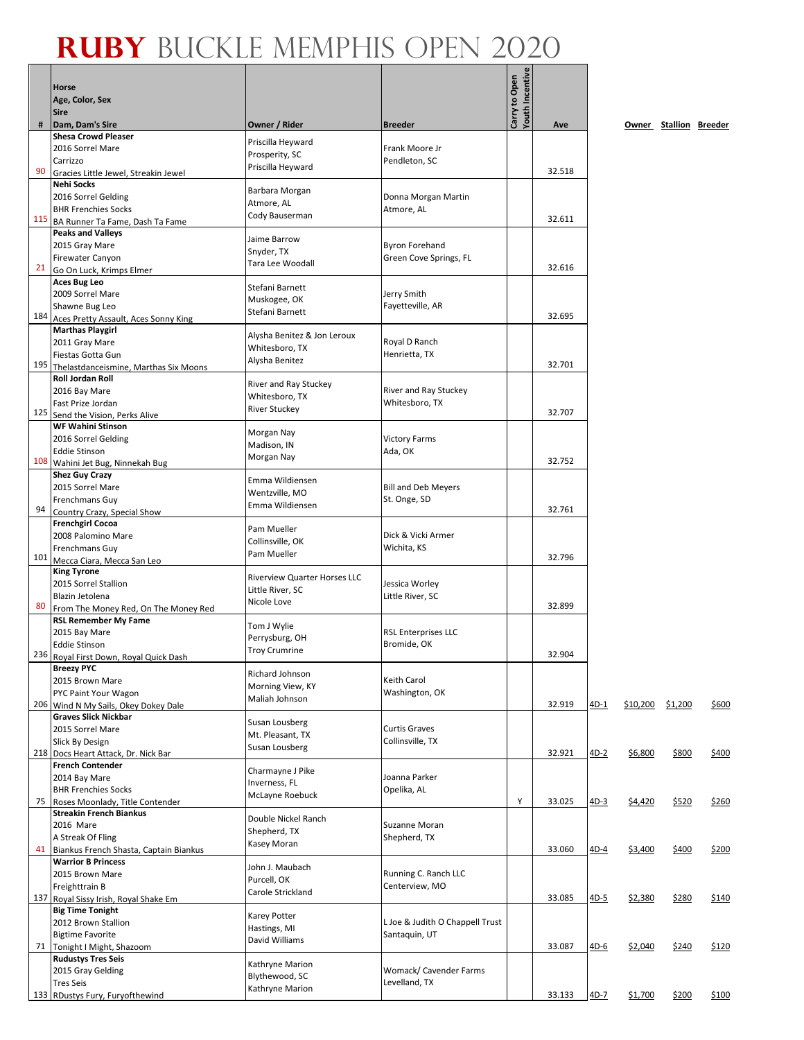# RUBY BUCKLE MEMPHIS OPEN 2020

| # | Horse / Age, Color, Sex / Sire / Dam, Dam's Sire | Owner / Rider | Breeder | Carry to Open | Youth Incentive | Ave | | Owner | Stallion | Breeder |
|---|---|---|---|---|---|---|---|---|---|---|
| 90 | **Shesa Crowd Pleaser**<br>2016 Sorrel Mare<br>Carrizzo<br>Gracies Little Jewel, Streakin Jewel | Priscilla Heyward<br>Prosperity, SC<br>Priscilla Heyward | Frank Moore Jr<br>Pendleton, SC | | | 32.518 | | | | |
| 115 | **Nehi Socks**<br>2016 Sorrel Gelding<br>BHR Frenchies Socks<br>BA Runner Ta Fame, Dash Ta Fame | Barbara Morgan<br>Atmore, AL<br>Cody Bauserman | Donna Morgan Martin<br>Atmore, AL | | | 32.611 | | | | |
| 21 | **Peaks and Valleys**<br>2015 Gray Mare<br>Firewater Canyon<br>Go On Luck, Krimps Elmer | Jaime Barrow<br>Snyder, TX<br>Tara Lee Woodall | Byron Forehand<br>Green Cove Springs, FL | | | 32.616 | | | | |
| 184 | **Aces Bug Leo**<br>2009 Sorrel Mare<br>Shawne Bug Leo<br>Aces Pretty Assault, Aces Sonny King | Stefani Barnett<br>Muskogee, OK<br>Stefani Barnett | Jerry Smith<br>Fayetteville, AR | | | 32.695 | | | | |
| 195 | **Marthas Playgirl**<br>2011 Gray Mare<br>Fiestas Gotta Gun<br>Thelastdanceismine, Marthas Six Moons | Alysha Benitez & Jon Leroux<br>Whitesboro, TX<br>Alysha Benitez | Royal D Ranch<br>Henrietta, TX | | | 32.701 | | | | |
| 125 | **Roll Jordan Roll**<br>2016 Bay Mare<br>Fast Prize Jordan<br>Send the Vision, Perks Alive | River and Ray Stuckey<br>Whitesboro, TX<br>River Stuckey | River and Ray Stuckey<br>Whitesboro, TX | | | 32.707 | | | | |
| 108 | **WF Wahini Stinson**<br>2016 Sorrel Gelding<br>Eddie Stinson<br>Wahini Jet Bug, Ninnekah Bug | Morgan Nay<br>Madison, IN<br>Morgan Nay | Victory Farms<br>Ada, OK | | | 32.752 | | | | |
| 94 | **Shez Guy Crazy**<br>2015 Sorrel Mare<br>Frenchmans Guy<br>Country Crazy, Special Show | Emma Wildiensen<br>Wentzville, MO<br>Emma Wildiensen | Bill and Deb Meyers<br>St. Onge, SD | | | 32.761 | | | | |
| 101 | **Frenchgirl Cocoa**<br>2008 Palomino Mare<br>Frenchmans Guy<br>Mecca Ciara, Mecca San Leo | Pam Mueller<br>Collinsville, OK<br>Pam Mueller | Dick & Vicki Armer<br>Wichita, KS | | | 32.796 | | | | |
| 80 | **King Tyrone**<br>2015 Sorrel Stallion<br>Blazin Jetolena<br>From The Money Red, On The Money Red | Riverview Quarter Horses LLC<br>Little River, SC<br>Nicole Love | Jessica Worley<br>Little River, SC | | | 32.899 | | | | |
| 236 | **RSL Remember My Fame**<br>2015 Bay Mare<br>Eddie Stinson<br>Royal First Down, Royal Quick Dash | Tom J Wylie<br>Perrysburg, OH<br>Troy Crumrine | RSL Enterprises LLC<br>Bromide, OK | | | 32.904 | | | | |
| 206 | **Breezy PYC**<br>2015 Brown Mare<br>PYC Paint Your Wagon<br>Wind N My Sails, Okey Dokey Dale | Richard Johnson<br>Morning View, KY<br>Maliah Johnson | Keith Carol<br>Washington, OK | | | 32.919 | 4D-1 | $10,200 | $1,200 | $600 |
| 218 | **Graves Slick Nickbar**<br>2015 Sorrel Mare<br>Slick By Design<br>Docs Heart Attack, Dr. Nick Bar | Susan Lousberg<br>Mt. Pleasant, TX<br>Susan Lousberg | Curtis Graves<br>Collinsville, TX | | | 32.921 | 4D-2 | $6,800 | $800 | $400 |
| 75 | **French Contender**<br>2014 Bay Mare<br>BHR Frenchies Socks<br>Roses Moonlady, Title Contender | Charmayne J Pike<br>Inverness, FL<br>McLayne Roebuck | Joanna Parker<br>Opelika, AL | | Y | 33.025 | 4D-3 | $4,420 | $520 | $260 |
| 41 | **Streakin French Biankus**<br>2016 Mare<br>A Streak Of Fling<br>Biankus French Shasta, Captain Biankus | Double Nickel Ranch<br>Shepherd, TX<br>Kasey Moran | Suzanne Moran<br>Shepherd, TX | | | 33.060 | 4D-4 | $3,400 | $400 | $200 |
| 137 | **Warrior B Princess**<br>2015 Brown Mare<br>Freighttrain B<br>Royal Sissy Irish, Royal Shake Em | John J. Maubach<br>Purcell, OK<br>Carole Strickland | Running C. Ranch LLC<br>Centerview, MO | | | 33.085 | 4D-5 | $2,380 | $280 | $140 |
| 71 | **Big Time Tonight**<br>2012 Brown Stallion<br>Bigtime Favorite<br>Tonight I Might, Shazoom | Karey Potter<br>Hastings, MI<br>David Williams | L Joe & Judith O Chappell Trust<br>Santaquin, UT | | | 33.087 | 4D-6 | $2,040 | $240 | $120 |
| 133 | **Rudustys Tres Seis**<br>2015 Gray Gelding<br>Tres Seis<br>RDustys Fury, Furyofthewind | Kathryne Marion<br>Blythewood, SC<br>Kathryne Marion | Womack/ Cavender Farms<br>Levelland, TX | | | 33.133 | 4D-7 | $1,700 | $200 | $100 |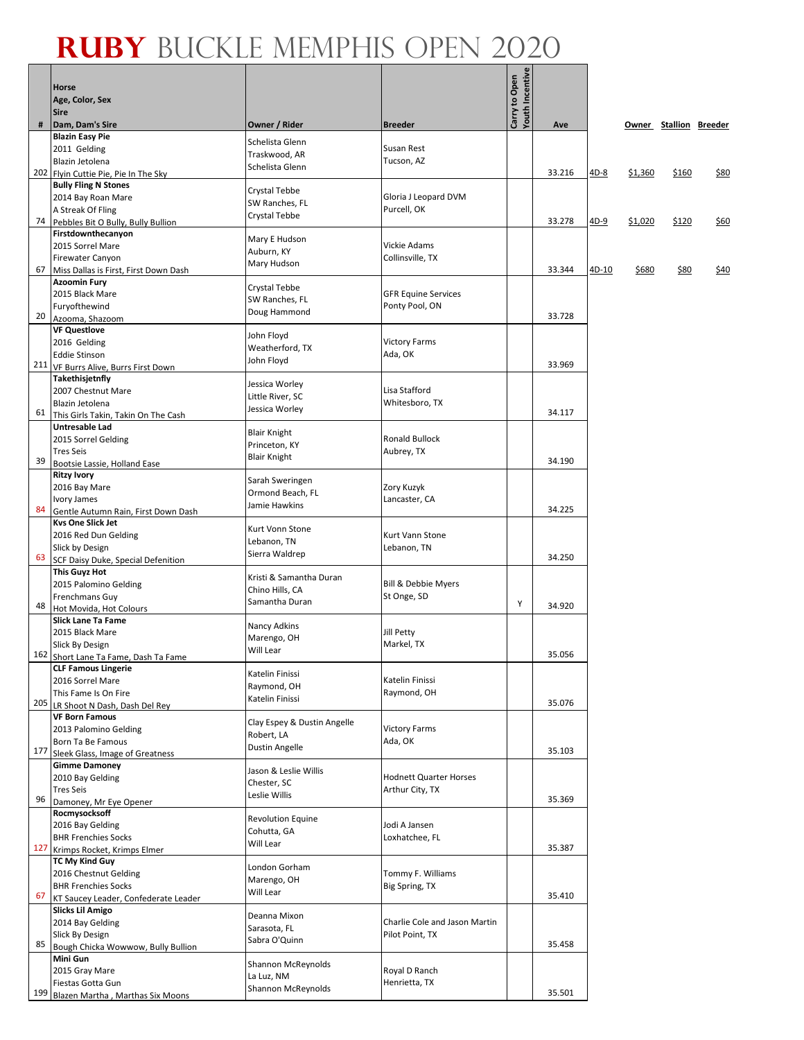# RUBY BUCKLE MEMPHIS OPEN 2020

| # | Horse<br>Age, Color, Sex<br>Sire<br>Dam, Dam's Sire | Owner / Rider | Breeder | Carry to Open<br>Youth Incentive | Ave | | Owner | Stallion | Breeder |
|---|---|---|---|---|---|---|---|---|---|
| 202 | **Blazin Easy Pie**<br>2011 Gelding<br>Blazin Jetolena<br>Flyin Cuttie Pie, Pie In The Sky | Schelista Glenn<br>Traskwood, AR<br>Schelista Glenn | Susan Rest<br>Tucson, AZ | | 33.216 | 4D-8 | $1,360 | $160 | $80 |
| 74 | **Bully Fling N Stones**<br>2014 Bay Roan Mare<br>A Streak Of Fling<br>Pebbles Bit O Bully, Bully Bullion | Crystal Tebbe<br>SW Ranches, FL<br>Crystal Tebbe | Gloria J Leopard DVM<br>Purcell, OK | | 33.278 | 4D-9 | $1,020 | $120 | $60 |
| 67 | **Firstdownthecanyon**<br>2015 Sorrel Mare<br>Firewater Canyon<br>Miss Dallas is First, First Down Dash | Mary E Hudson<br>Auburn, KY<br>Mary Hudson | Vickie Adams<br>Collinsville, TX | | 33.344 | 4D-10 | $680 | $80 | $40 |
| 20 | **Azoomin Fury**<br>2015 Black Mare<br>Furyofthewind<br>Azooma, Shazoom | Crystal Tebbe<br>SW Ranches, FL<br>Doug Hammond | GFR Equine Services<br>Ponty Pool, ON | | 33.728 | | | | |
| 211 | **VF Questlove**<br>2016 Gelding<br>Eddie Stinson<br>VF Burrs Alive, Burrs First Down | John Floyd<br>Weatherford, TX<br>John Floyd | Victory Farms<br>Ada, OK | | 33.969 | | | | |
| 61 | **Takethisjetnfly**<br>2007 Chestnut Mare<br>Blazin Jetolena<br>This Girls Takin, Takin On The Cash | Jessica Worley<br>Little River, SC<br>Jessica Worley | Lisa Stafford<br>Whitesboro, TX | | 34.117 | | | | |
| 39 | **Untresable Lad**<br>2015 Sorrel Gelding<br>Tres Seis<br>Bootsie Lassie, Holland Ease | Blair Knight<br>Princeton, KY<br>Blair Knight | Ronald Bullock<br>Aubrey, TX | | 34.190 | | | | |
| 84 | **Ritzy Ivory**<br>2016 Bay Mare<br>Ivory James<br>Gentle Autumn Rain, First Down Dash | Sarah Sweringen<br>Ormond Beach, FL<br>Jamie Hawkins | Zory Kuzyk<br>Lancaster, CA | | 34.225 | | | | |
| 63 | **Kvs One Slick Jet**<br>2016 Red Dun Gelding<br>Slick by Design<br>SCF Daisy Duke, Special Defenition | Kurt Vonn Stone<br>Lebanon, TN<br>Sierra Waldrep | Kurt Vann Stone<br>Lebanon, TN | | 34.250 | | | | |
| 48 | **This Guyz Hot**<br>2015 Palomino Gelding<br>Frenchmans Guy<br>Hot Movida, Hot Colours | Kristi & Samantha Duran<br>Chino Hills, CA<br>Samantha Duran | Bill & Debbie Myers<br>St Onge, SD | Y | 34.920 | | | | |
| 162 | **Slick Lane Ta Fame**<br>2015 Black Mare<br>Slick By Design<br>Short Lane Ta Fame, Dash Ta Fame | Nancy Adkins<br>Marengo, OH<br>Will Lear | Jill Petty<br>Markel, TX | | 35.056 | | | | |
| 205 | **CLF Famous Lingerie**<br>2016 Sorrel Mare<br>This Fame Is On Fire<br>LR Shoot N Dash, Dash Del Rey | Katelin Finissi<br>Raymond, OH<br>Katelin Finissi | Katelin Finissi<br>Raymond, OH | | 35.076 | | | | |
| 177 | **VF Born Famous**<br>2013 Palomino Gelding<br>Born Ta Be Famous<br>Sleek Glass, Image of Greatness | Clay Espey & Dustin Angelle<br>Robert, LA<br>Dustin Angelle | Victory Farms<br>Ada, OK | | 35.103 | | | | |
| 96 | **Gimme Damoney**<br>2010 Bay Gelding<br>Tres Seis<br>Damoney, Mr Eye Opener | Jason & Leslie Willis<br>Chester, SC<br>Leslie Willis | Hodnett Quarter Horses<br>Arthur City, TX | | 35.369 | | | | |
| 127 | **Rocmysocksoff**<br>2016 Bay Gelding<br>BHR Frenchies Socks<br>Krimps Rocket, Krimps Elmer | Revolution Equine<br>Cohutta, GA<br>Will Lear | Jodi A Jansen<br>Loxhatchee, FL | | 35.387 | | | | |
| 67 | **TC My Kind Guy**<br>2016 Chestnut Gelding<br>BHR Frenchies Socks<br>KT Saucey Leader, Confederate Leader | London Gorham<br>Marengo, OH<br>Will Lear | Tommy F. Williams<br>Big Spring, TX | | 35.410 | | | | |
| 85 | **Slicks Lil Amigo**<br>2014 Bay Gelding<br>Slick By Design<br>Bough Chicka Wowwow, Bully Bullion | Deanna Mixon<br>Sarasota, FL<br>Sabra O'Quinn | Charlie Cole and Jason Martin<br>Pilot Point, TX | | 35.458 | | | | |
| 199 | **Mini Gun**<br>2015 Gray Mare<br>Fiestas Gotta Gun<br>Blazen Martha , Marthas Six Moons | Shannon McReynolds<br>La Luz, NM<br>Shannon McReynolds | Royal D Ranch<br>Henrietta, TX | | 35.501 | | | | |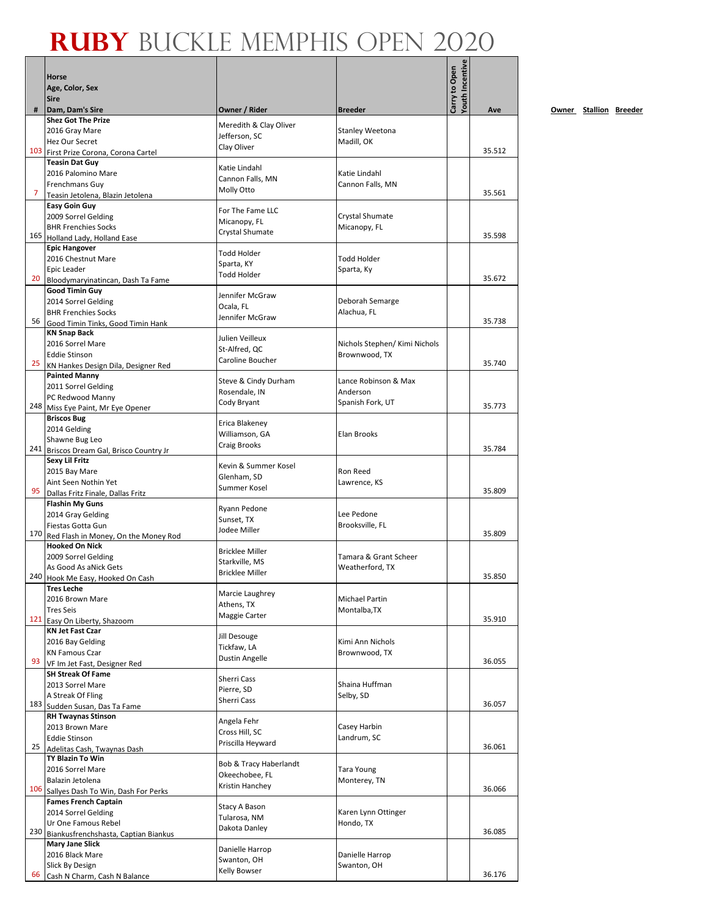# RUBY BUCKLE MEMPHIS OPEN 2020

| # | Horse<br>Age, Color, Sex<br>Sire<br>Dam, Dam's Sire | Owner / Rider | Breeder | Carry to Open | Youth Incentive | Ave |
|---|---|---|---|---|---|---|
| 103 | **Shez Got The Prize**<br>2016 Gray Mare<br>Hez Our Secret<br>First Prize Corona, Corona Cartel | Meredith & Clay Oliver<br>Jefferson, SC<br>Clay Oliver | Stanley Weetona<br>Madill, OK | | | 35.512 |
| 7 | **Teasin Dat Guy**<br>2016 Palomino Mare<br>Frenchmans Guy<br>Teasin Jetolena, Blazin Jetolena | Katie Lindahl<br>Cannon Falls, MN<br>Molly Otto | Katie Lindahl<br>Cannon Falls, MN | | | 35.561 |
| 165 | **Easy Goin Guy**<br>2009 Sorrel Gelding<br>BHR Frenchies Socks<br>Holland Lady, Holland Ease | For The Fame LLC<br>Micanopy, FL<br>Crystal Shumate | Crystal Shumate<br>Micanopy, FL | | | 35.598 |
| 20 | **Epic Hangover**<br>2016 Chestnut Mare<br>Epic Leader<br>Bloodymaryinatincan, Dash Ta Fame | Todd Holder<br>Sparta, KY<br>Todd Holder | Todd Holder<br>Sparta, Ky | | | 35.672 |
| 56 | **Good Timin Guy**<br>2014 Sorrel Gelding<br>BHR Frenchies Socks<br>Good Timin Tinks, Good Timin Hank | Jennifer McGraw<br>Ocala, FL<br>Jennifer McGraw | Deborah Semarge<br>Alachua, FL | | | 35.738 |
| 25 | **KN Snap Back**<br>2016 Sorrel Mare<br>Eddie Stinson<br>KN Hankes Design Dila, Designer Red | Julien Veilleux<br>St-Alfred, QC<br>Caroline Boucher | Nichols Stephen/ Kimi Nichols<br>Brownwood, TX | | | 35.740 |
| 248 | **Painted Manny**<br>2011 Sorrel Gelding<br>PC Redwood Manny<br>Miss Eye Paint, Mr Eye Opener | Steve & Cindy Durham<br>Rosendale, IN<br>Cody Bryant | Lance Robinson & Max Anderson<br>Spanish Fork, UT | | | 35.773 |
| 241 | **Briscos Bug**<br>2014 Gelding<br>Shawne Bug Leo<br>Briscos Dream Gal, Brisco Country Jr | Erica Blakeney<br>Williamson, GA<br>Craig Brooks | Elan Brooks | | | 35.784 |
| 95 | **Sexy Lil Fritz**<br>2015 Bay Mare<br>Aint Seen Nothin Yet<br>Dallas Fritz Finale, Dallas Fritz | Kevin & Summer Kosel<br>Glenham, SD<br>Summer Kosel | Ron Reed<br>Lawrence, KS | | | 35.809 |
| 170 | **Flashin My Guns**<br>2014 Gray Gelding<br>Fiestas Gotta Gun<br>Red Flash in Money, On the Money Rod | Ryann Pedone<br>Sunset, TX<br>Jodee Miller | Lee Pedone<br>Brooksville, FL | | | 35.809 |
| 240 | **Hooked On Nick**<br>2009 Sorrel Gelding<br>As Good As aNick Gets<br>Hook Me Easy, Hooked On Cash | Bricklee Miller<br>Starkville, MS<br>Bricklee Miller | Tamara & Grant Scheer<br>Weatherford, TX | | | 35.850 |
| 121 | **Tres Leche**<br>2016 Brown Mare<br>Tres Seis<br>Easy On Liberty, Shazoom | Marcie Laughrey<br>Athens, TX<br>Maggie Carter | Michael Partin<br>Montalba,TX | | | 35.910 |
| 93 | **KN Jet Fast Czar**<br>2016 Bay Gelding<br>KN Famous Czar<br>VF Im Jet Fast, Designer Red | Jill Desouge<br>Tickfaw, LA<br>Dustin Angelle | Kimi Ann Nichols<br>Brownwood, TX | | | 36.055 |
| 183 | **SH Streak Of Fame**<br>2013 Sorrel Mare<br>A Streak Of Fling<br>Sudden Susan, Das Ta Fame | Sherri Cass<br>Pierre, SD<br>Sherri Cass | Shaina Huffman<br>Selby, SD | | | 36.057 |
| 25 | **RH Twaynas Stinson**<br>2013 Brown Mare<br>Eddie Stinson<br>Adelitas Cash, Twaynas Dash | Angela Fehr<br>Cross Hill, SC<br>Priscilla Heyward | Casey Harbin<br>Landrum, SC | | | 36.061 |
| 106 | **TY Blazin To Win**<br>2016 Sorrel Mare<br>Balazin Jetolena<br>Sallyes Dash To Win, Dash For Perks | Bob & Tracy Haberlandt<br>Okeechobee, FL<br>Kristin Hanchey | Tara Young<br>Monterey, TN | | | 36.066 |
| 230 | **Fames French Captain**<br>2014 Sorrel Gelding<br>Ur One Famous Rebel<br>Biankusfrenchshasta, Captian Biankus | Stacy A Bason<br>Tularosa, NM<br>Dakota Danley | Karen Lynn Ottinger<br>Hondo, TX | | | 36.085 |
| 66 | **Mary Jane Slick**<br>2016 Black Mare<br>Slick By Design<br>Cash N Charm, Cash N Balance | Danielle Harrop<br>Swanton, OH<br>Kelly Bowser | Danielle Harrop<br>Swanton, OH | | | 36.176 |

**Owner** **Stallion** **Breeder**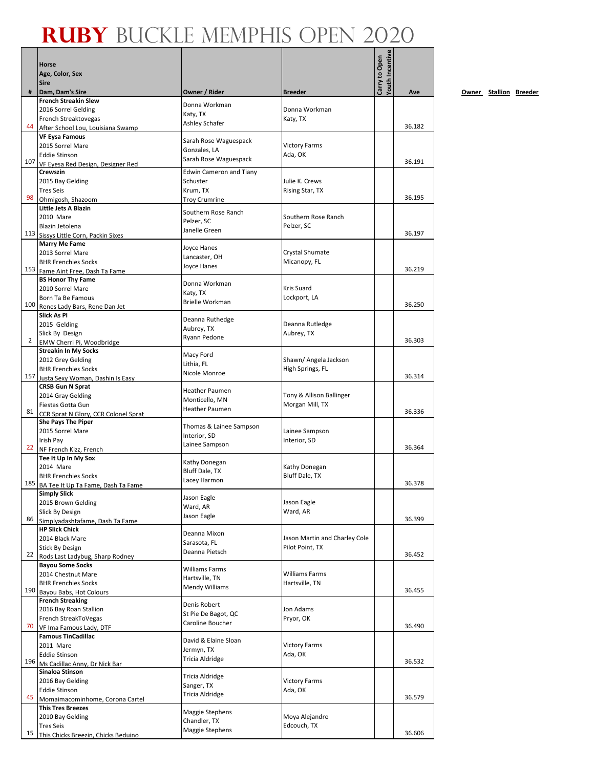# RUBY BUCKLE MEMPHIS OPEN 2020

| # | Horse<br>Age, Color, Sex<br>Sire<br>Dam, Dam's Sire | Owner / Rider | Breeder | Carry to Open | Youth Incentive | Ave |
|---|---|---|---|---|---|---|
| 44 | **French Streakin Slew**<br>2016 Sorrel Gelding<br>French Streaktovegas<br>After School Lou, Louisiana Swamp | Donna Workman<br>Katy, TX<br>Ashley Schafer | Donna Workman<br>Katy, TX | | | 36.182 |
| 107 | **VF Eysa Famous**<br>2015 Sorrel Mare<br>Eddie Stinson<br>VF Eyesa Red Design, Designer Red | Sarah Rose Waguespack<br>Gonzales, LA<br>Sarah Rose Waguespack | Victory Farms<br>Ada, OK | | | 36.191 |
| 98 | **Crewszin**<br>2015 Bay Gelding<br>Tres Seis<br>Ohmigosh, Shazoom | Edwin Cameron and Tiany Schuster<br>Krum, TX<br>Troy Crumrine | Julie K. Crews<br>Rising Star, TX | | | 36.195 |
| 113 | **Little Jets A Blazin**<br>2010 Mare<br>Blazin Jetolena<br>Sissys Little Corn, Packin Sixes | Southern Rose Ranch<br>Pelzer, SC<br>Janelle Green | Southern Rose Ranch<br>Pelzer, SC | | | 36.197 |
| 153 | **Marry Me Fame**<br>2013 Sorrel Mare<br>BHR Frenchies Socks<br>Fame Aint Free, Dash Ta Fame | Joyce Hanes<br>Lancaster, OH<br>Joyce Hanes | Crystal Shumate<br>Micanopy, FL | | | 36.219 |
| 100 | **BS Honor Thy Fame**<br>2010 Sorrel Mare<br>Born Ta Be Famous<br>Renes Lady Bars, Rene Dan Jet | Donna Workman<br>Katy, TX<br>Brielle Workman | Kris Suard<br>Lockport, LA | | | 36.250 |
| 2 | **Slick As Pl**<br>2015 Gelding<br>Slick By Design<br>EMW Cherri Pi, Woodbridge | Deanna Ruthedge<br>Aubrey, TX<br>Ryann Pedone | Deanna Rutledge<br>Aubrey, TX | | | 36.303 |
| 157 | **Streakin In My Socks**<br>2012 Grey Gelding<br>BHR Frenchies Socks<br>Justa Sexy Woman, Dashin Is Easy | Macy Ford<br>Lithia, FL<br>Nicole Monroe | Shawn/ Angela Jackson<br>High Springs, FL | | | 36.314 |
| 81 | **CRSB Gun N Sprat**<br>2014 Gray Gelding<br>Fiestas Gotta Gun<br>CCR Sprat N Glory, CCR Colonel Sprat | Heather Paumen<br>Monticello, MN<br>Heather Paumen | Tony & Allison Ballinger<br>Morgan Mill, TX | | | 36.336 |
| 22 | **She Pays The Piper**<br>2015 Sorrel Mare<br>Irish Pay<br>NF French Kizz, French | Thomas & Lainee Sampson<br>Interior, SD<br>Lainee Sampson | Lainee Sampson<br>Interior, SD | | | 36.364 |
| 185 | **Tee It Up In My Sox**<br>2014 Mare<br>BHR Frenchies Socks<br>BA Tee It Up Ta Fame, Dash Ta Fame | Kathy Donegan<br>Bluff Dale, TX<br>Lacey Harmon | Kathy Donegan<br>Bluff Dale, TX | | | 36.378 |
| 86 | **Simply Slick**<br>2015 Brown Gelding<br>Slick By Design<br>Simplyadashtafame, Dash Ta Fame | Jason Eagle<br>Ward, AR<br>Jason Eagle | Jason Eagle<br>Ward, AR | | | 36.399 |
| 22 | **HP Slick Chick**<br>2014 Black Mare<br>Stick By Design<br>Rods Last Ladybug, Sharp Rodney | Deanna Mixon<br>Sarasota, FL<br>Deanna Pietsch | Jason Martin and Charley Cole<br>Pilot Point, TX | | | 36.452 |
| 190 | **Bayou Some Socks**<br>2014 Chestnut Mare<br>BHR Frenchies Socks<br>Bayou Babs, Hot Colours | Williams Farms<br>Hartsville, TN<br>Mendy Williams | Williams Farms<br>Hartsville, TN | | | 36.455 |
| 70 | **French Streaking**<br>2016 Bay Roan Stallion<br>French StreakToVegas<br>VF Ima Famous Lady, DTF | Denis Robert<br>St Pie De Bagot, QC<br>Caroline Boucher | Jon Adams<br>Pryor, OK | | | 36.490 |
| 196 | **Famous TinCadillac**<br>2011 Mare<br>Eddie Stinson<br>Ms Cadillac Anny, Dr Nick Bar | David & Elaine Sloan<br>Jermyn, TX<br>Tricia Aldridge | Victory Farms<br>Ada, OK | | | 36.532 |
| 45 | **Sinaloa Stinson**<br>2016 Bay Gelding<br>Eddie Stinson<br>Momaimacominhome, Corona Cartel | Tricia Aldridge<br>Sanger, TX<br>Tricia Aldridge | Victory Farms<br>Ada, OK | | | 36.579 |
| 15 | **This Tres Breezes**<br>2010 Bay Gelding<br>Tres Seis<br>This Chicks Breezin, Chicks Beduino | Maggie Stephens<br>Chandler, TX<br>Maggie Stephens | Moya Alejandro<br>Edcouch, TX | | | 36.606 |

Owner Stallion Breeder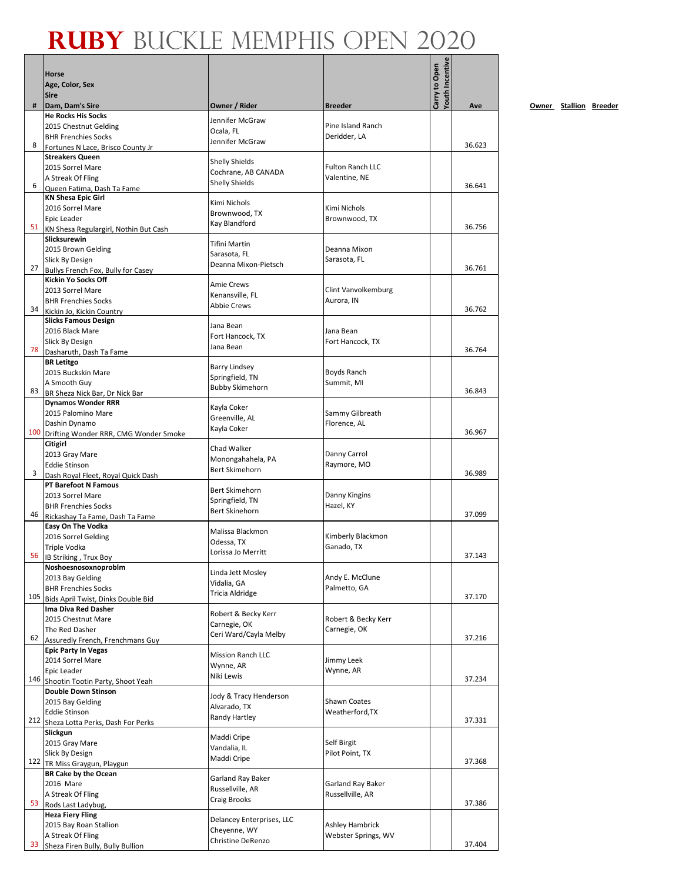# RUBY BUCKLE MEMPHIS OPEN 2020

| # | Horse<br>Age, Color, Sex<br>Sire<br>Dam, Dam's Sire | Owner / Rider | Breeder | Carry to Open | Youth Incentive | Ave |
|---|---|---|---|---|---|---|
| 8 | **He Rocks His Socks**<br>2015 Chestnut Gelding<br>BHR Frenchies Socks<br>Fortunes N Lace, Brisco County Jr | Jennifer McGraw<br>Ocala, FL<br>Jennifer McGraw | Pine Island Ranch<br>Deridder, LA | | | 36.623 |
| 6 | **Streakers Queen**<br>2015 Sorrel Mare<br>A Streak Of Fling<br>Queen Fatima, Dash Ta Fame | Shelly Shields<br>Cochrane, AB CANADA<br>Shelly Shields | Fulton Ranch LLC<br>Valentine, NE | | | 36.641 |
| 51 | **KN Shesa Epic Girl**<br>2016 Sorrel Mare<br>Epic Leader<br>KN Shesa Regulargirl, Nothin But Cash | Kimi Nichols<br>Brownwood, TX<br>Kay Blandford | Kimi Nichols<br>Brownwood, TX | | | 36.756 |
| 27 | **Slicksurewin**<br>2015 Brown Gelding<br>Slick By Design<br>Bullys French Fox, Bully for Casey | Tifini Martin<br>Sarasota, FL<br>Deanna Mixon-Pietsch | Deanna Mixon<br>Sarasota, FL | | | 36.761 |
| 34 | **Kickin Yo Socks Off**<br>2013 Sorrel Mare<br>BHR Frenchies Socks<br>Kickin Jo, Kickin Country | Amie Crews<br>Kenansville, FL<br>Abbie Crews | Clint Vanvolkemburg<br>Aurora, IN | | | 36.762 |
| 78 | **Slicks Famous Design**<br>2016 Black Mare<br>Slick By Design<br>Dasharuth, Dash Ta Fame | Jana Bean<br>Fort Hancock, TX<br>Jana Bean | Jana Bean<br>Fort Hancock, TX | | | 36.764 |
| 83 | **BR Letitgo**<br>2015 Buckskin Mare<br>A Smooth Guy<br>BR Sheza Nick Bar, Dr Nick Bar | Barry Lindsey<br>Springfield, TN<br>Bubby Skimehorn | Boyds Ranch<br>Summit, MI | | | 36.843 |
| 100 | **Dynamos Wonder RRR**<br>2015 Palomino Mare<br>Dashin Dynamo<br>Drifting Wonder RRR, CMG Wonder Smoke | Kayla Coker<br>Greenville, AL<br>Kayla Coker | Sammy Gilbreath<br>Florence, AL | | | 36.967 |
| 3 | **Citigirl**<br>2013 Gray Mare<br>Eddie Stinson<br>Dash Royal Fleet, Royal Quick Dash | Chad Walker<br>Monongahahela, PA<br>Bert Skimehorn | Danny Carrol<br>Raymore, MO | | | 36.989 |
| 46 | **PT Barefoot N Famous**<br>2013 Sorrel Mare<br>BHR Frenchies Socks<br>Rickashay Ta Fame, Dash Ta Fame | Bert Skimehorn<br>Springfield, TN<br>Bert Skinehorn | Danny Kingins<br>Hazel, KY | | | 37.099 |
| 56 | **Easy On The Vodka**<br>2016 Sorrel Gelding<br>Triple Vodka<br>IB Striking , Trux Boy | Malissa Blackmon<br>Odessa, TX<br>Lorissa Jo Merritt | Kimberly Blackmon<br>Ganado, TX | | | 37.143 |
| 105 | **Noshoesnosoxnoproblm**<br>2013 Bay Gelding<br>BHR Frenchies Socks<br>Bids April Twist, Dinks Double Bid | Linda Jett Mosley<br>Vidalia, GA<br>Tricia Aldridge | Andy E. McClune<br>Palmetto, GA | | | 37.170 |
| 62 | **Ima Diva Red Dasher**<br>2015 Chestnut Mare<br>The Red Dasher<br>Assuredly French, Frenchmans Guy | Robert & Becky Kerr<br>Carnegie, OK<br>Ceri Ward/Cayla Melby | Robert & Becky Kerr<br>Carnegie, OK | | | 37.216 |
| 146 | **Epic Party In Vegas**<br>2014 Sorrel Mare<br>Epic Leader<br>Shootin Tootin Party, Shoot Yeah | Mission Ranch LLC<br>Wynne, AR<br>Niki Lewis | Jimmy Leek<br>Wynne, AR | | | 37.234 |
| 212 | **Double Down Stinson**<br>2015 Bay Gelding<br>Eddie Stinson<br>Sheza Lotta Perks, Dash For Perks | Jody & Tracy Henderson<br>Alvarado, TX<br>Randy Hartley | Shawn Coates<br>Weatherford,TX | | | 37.331 |
| 122 | **Slickgun**<br>2015 Gray Mare<br>Slick By Design<br>TR Miss Graygun, Playgun | Maddi Cripe<br>Vandalia, IL<br>Maddi Cripe | Self Birgit<br>Pilot Point, TX | | | 37.368 |
| 53 | **BR Cake by the Ocean**<br>2016 Mare<br>A Streak Of Fling<br>Rods Last Ladybug, | Garland Ray Baker<br>Russellville, AR<br>Craig Brooks | Garland Ray Baker<br>Russellville, AR | | | 37.386 |
| 33 | **Heza Fiery Fling**<br>2015 Bay Roan Stallion<br>A Streak Of Fling<br>Sheza Firen Bully, Bully Bullion | Delancey Enterprises, LLC<br>Cheyenne, WY<br>Christine DeRenzo | Ashley Hambrick<br>Webster Springs, WV | | | 37.404 |

Owner Stallion Breeder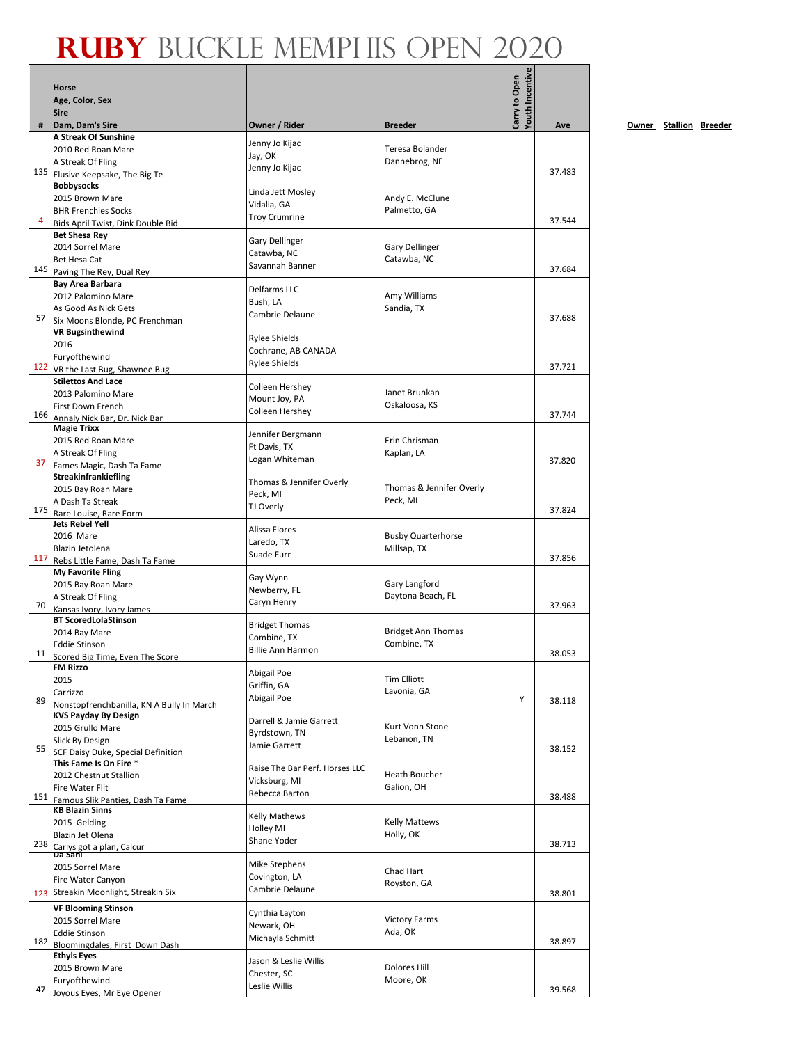# RUBY BUCKLE MEMPHIS OPEN 2020

| # | Horse<br>Age, Color, Sex<br>Sire<br>Dam, Dam's Sire | Owner / Rider | Breeder | Carry to Open | Youth Incentive | Ave |
|---|---|---|---|---|---|---|
| 135 | **A Streak Of Sunshine**<br>2010 Red Roan Mare<br>A Streak Of Fling<br>Elusive Keepsake, The Big Te | Jenny Jo Kijac<br>Jay, OK<br>Jenny Jo Kijac | Teresa Bolander<br>Dannebrog, NE | | | 37.483 |
| 4 | **Bobbysocks**<br>2015 Brown Mare<br>BHR Frenchies Socks<br>Bids April Twist, Dink Double Bid | Linda Jett Mosley<br>Vidalia, GA<br>Troy Crumrine | Andy E. McClune<br>Palmetto, GA | | | 37.544 |
| 145 | **Bet Shesa Rey**<br>2014 Sorrel Mare<br>Bet Hesa Cat<br>Paving The Rey, Dual Rey | Gary Dellinger<br>Catawba, NC<br>Savannah Banner | Gary Dellinger<br>Catawba, NC | | | 37.684 |
| 57 | **Bay Area Barbara**<br>2012 Palomino Mare<br>As Good As Nick Gets<br>Six Moons Blonde, PC Frenchman | Delfarms LLC<br>Bush, LA<br>Cambrie Delaune | Amy Williams<br>Sandia, TX | | | 37.688 |
| 122 | **VR Bugsinthewind**<br>2016<br>Furyofthewind<br>VR the Last Bug, Shawnee Bug | Rylee Shields<br>Cochrane, AB CANADA<br>Rylee Shields | | | | 37.721 |
| 166 | **Stilettos And Lace**<br>2013 Palomino Mare<br>First Down French<br>Annaly Nick Bar, Dr. Nick Bar | Colleen Hershey<br>Mount Joy, PA<br>Colleen Hershey | Janet Brunkan<br>Oskaloosa, KS | | | 37.744 |
| 37 | **Magie Trixx**<br>2015 Red Roan Mare<br>A Streak Of Fling<br>Fames Magic, Dash Ta Fame | Jennifer Bergmann<br>Ft Davis, TX<br>Logan Whiteman | Erin Chrisman<br>Kaplan, LA | | | 37.820 |
| 175 | **Streakinfrankiefling**<br>2015 Bay Roan Mare<br>A Dash Ta Streak<br>Rare Louise, Rare Form | Thomas & Jennifer Overly<br>Peck, MI<br>TJ Overly | Thomas & Jennifer Overly<br>Peck, MI | | | 37.824 |
| 117 | **Jets Rebel Yell**<br>2016 Mare<br>Blazin Jetolena<br>Rebs Little Fame, Dash Ta Fame | Alissa Flores<br>Laredo, TX<br>Suade Furr | Busby Quarterhorse<br>Millsap, TX | | | 37.856 |
| 70 | **My Favorite Fling**<br>2015 Bay Roan Mare<br>A Streak Of Fling<br>Kansas Ivory, Ivory James | Gay Wynn<br>Newberry, FL<br>Caryn Henry | Gary Langford<br>Daytona Beach, FL | | | 37.963 |
| 11 | **BT ScoredLolaStinson**<br>2014 Bay Mare<br>Eddie Stinson<br>Scored Big Time, Even The Score | Bridget Thomas<br>Combine, TX<br>Billie Ann Harmon | Bridget Ann Thomas<br>Combine, TX | | | 38.053 |
| 89 | **FM Rizzo**<br>2015<br>Carrizzo<br>Nonstopfrenchbanilla, KN A Bully In March | Abigail Poe<br>Griffin, GA<br>Abigail Poe | Tim Elliott<br>Lavonia, GA | | Y | 38.118 |
| 55 | **KVS Payday By Design**<br>2015 Grullo Mare<br>Slick By Design<br>SCF Daisy Duke, Special Definition | Darrell & Jamie Garrett<br>Byrdstown, TN<br>Jamie Garrett | Kurt Vonn Stone<br>Lebanon, TN | | | 38.152 |
| 151 | **This Fame Is On Fire** *<br>2012 Chestnut Stallion<br>Fire Water Flit<br>Famous Slik Panties, Dash Ta Fame | Raise The Bar Perf. Horses LLC<br>Vicksburg, MI<br>Rebecca Barton | Heath Boucher<br>Galion, OH | | | 38.488 |
| 238 | **KB Blazin Sinns**<br>2015 Gelding<br>Blazin Jet Olena<br>Carlys got a plan, Calcur | Kelly Mathews<br>Holley MI<br>Shane Yoder | Kelly Mattews<br>Holly, OK | | | 38.713 |
| 123 | **Da Sani**<br>2015 Sorrel Mare<br>Fire Water Canyon<br>Streakin Moonlight, Streakin Six | Mike Stephens<br>Covington, LA<br>Cambrie Delaune | Chad Hart<br>Royston, GA | | | 38.801 |
| 182 | **VF Blooming Stinson**<br>2015 Sorrel Mare<br>Eddie Stinson<br>Bloomingdales, First Down Dash | Cynthia Layton<br>Newark, OH<br>Michayla Schmitt | Victory Farms<br>Ada, OK | | | 38.897 |
| 47 | **Ethyls Eyes**<br>2015 Brown Mare<br>Furyofthewind<br>Joyous Eyes, Mr Eye Opener | Jason & Leslie Willis<br>Chester, SC<br>Leslie Willis | Dolores Hill<br>Moore, OK | | | 39.568 |

**Owner** **Stallion** **Breeder**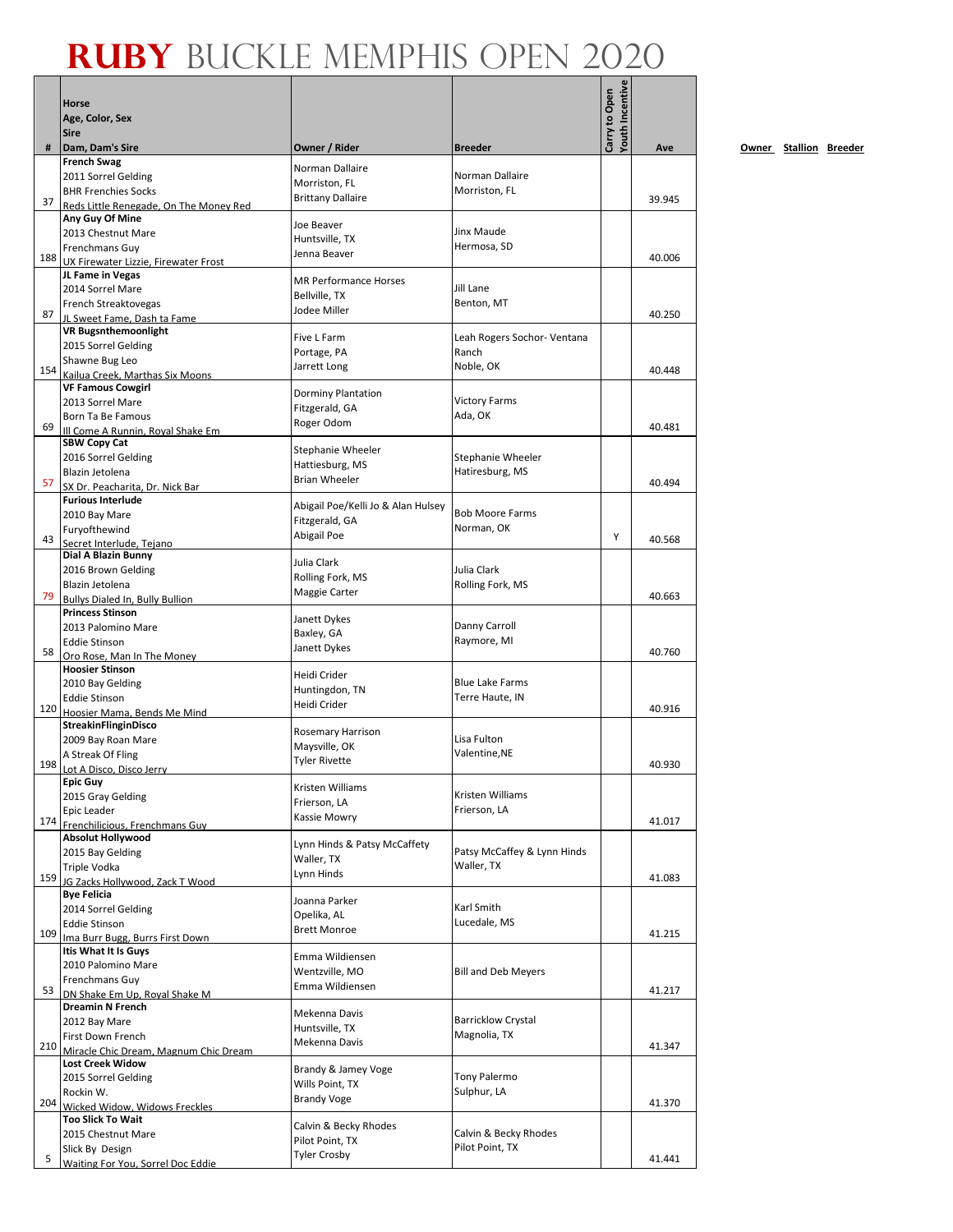# RUBY BUCKLE MEMPHIS OPEN 2020

| # | Horse<br>Age, Color, Sex<br>Sire<br>Dam, Dam's Sire | Owner / Rider | Breeder | Carry to Open | Youth Incentive | Ave |
|---|---|---|---|---|---|---|
| 37 | **French Swag**<br>2011 Sorrel Gelding<br>BHR Frenchies Socks<br>Reds Little Renegade, On The Money Red | Norman Dallaire<br>Morriston, FL<br>Brittany Dallaire | Norman Dallaire<br>Morriston, FL | | | 39.945 |
| 188 | **Any Guy Of Mine**<br>2013 Chestnut Mare<br>Frenchmans Guy<br>UX Firewater Lizzie, Firewater Frost | Joe Beaver<br>Huntsville, TX<br>Jenna Beaver | Jinx Maude<br>Hermosa, SD | | | 40.006 |
| 87 | **JL Fame in Vegas**<br>2014 Sorrel Mare<br>French Streaktovegas<br>JL Sweet Fame, Dash ta Fame | MR Performance Horses<br>Bellville, TX<br>Jodee Miller | Jill Lane<br>Benton, MT | | | 40.250 |
| 154 | **VR Bugsnthemoonlight**<br>2015 Sorrel Gelding<br>Shawne Bug Leo<br>Kailua Creek, Marthas Six Moons | Five L Farm<br>Portage, PA<br>Jarrett Long | Leah Rogers Sochor- Ventana Ranch<br>Noble, OK | | | 40.448 |
| 69 | **VF Famous Cowgirl**<br>2013 Sorrel Mare<br>Born Ta Be Famous<br>Ill Come A Runnin, Royal Shake Em | Dorminy Plantation<br>Fitzgerald, GA<br>Roger Odom | Victory Farms<br>Ada, OK | | | 40.481 |
| 57 | **SBW Copy Cat**<br>2016 Sorrel Gelding<br>Blazin Jetolena<br>SX Dr. Peacharita, Dr. Nick Bar | Stephanie Wheeler<br>Hattiesburg, MS<br>Brian Wheeler | Stephanie Wheeler<br>Hatiresburg, MS | | | 40.494 |
| 43 | **Furious Interlude**<br>2010 Bay Mare<br>Furyofthewind<br>Secret Interlude, Tejano | Abigail Poe/Kelli Jo & Alan Hulsey<br>Fitzgerald, GA<br>Abigail Poe | Bob Moore Farms<br>Norman, OK | Y | | 40.568 |
| 79 | **Dial A Blazin Bunny**<br>2016 Brown Gelding<br>Blazin Jetolena<br>Bullys Dialed In, Bully Bullion | Julia Clark<br>Rolling Fork, MS<br>Maggie Carter | Julia Clark<br>Rolling Fork, MS | | | 40.663 |
| 58 | **Princess Stinson**<br>2013 Palomino Mare<br>Eddie Stinson<br>Oro Rose, Man In The Money | Janett Dykes<br>Baxley, GA<br>Janett Dykes | Danny Carroll<br>Raymore, MI | | | 40.760 |
| 120 | **Hoosier Stinson**<br>2010 Bay Gelding<br>Eddie Stinson<br>Hoosier Mama, Bends Me Mind | Heidi Crider<br>Huntingdon, TN<br>Heidi Crider | Blue Lake Farms<br>Terre Haute, IN | | | 40.916 |
| 198 | **StreakinFlinginDisco**<br>2009 Bay Roan Mare<br>A Streak Of Fling<br>Lot A Disco, Disco Jerry | Rosemary Harrison<br>Maysville, OK<br>Tyler Rivette | Lisa Fulton<br>Valentine,NE | | | 40.930 |
| 174 | **Epic Guy**<br>2015 Gray Gelding<br>Epic Leader<br>Frenchilicious, Frenchmans Guy | Kristen Williams<br>Frierson, LA<br>Kassie Mowry | Kristen Williams<br>Frierson, LA | | | 41.017 |
| 159 | **Absolut Hollywood**<br>2015 Bay Gelding<br>Triple Vodka<br>JG Zacks Hollywood, Zack T Wood | Lynn Hinds & Patsy McCaffety<br>Waller, TX<br>Lynn Hinds | Patsy McCaffey & Lynn Hinds<br>Waller, TX | | | 41.083 |
| 109 | **Bye Felicia**<br>2014 Sorrel Gelding<br>Eddie Stinson<br>Ima Burr Bugg, Burrs First Down | Joanna Parker<br>Opelika, AL<br>Brett Monroe | Karl Smith<br>Lucedale, MS | | | 41.215 |
| 53 | **Itis What It Is Guys**<br>2010 Palomino Mare<br>Frenchmans Guy<br>DN Shake Em Up, Royal Shake M | Emma Wildiensen<br>Wentzville, MO<br>Emma Wildiensen | Bill and Deb Meyers | | | 41.217 |
| 210 | **Dreamin N French**<br>2012 Bay Mare<br>First Down French<br>Miracle Chic Dream, Magnum Chic Dream | Mekenna Davis<br>Huntsville, TX<br>Mekenna Davis | Barricklow Crystal<br>Magnolia, TX | | | 41.347 |
| 204 | **Lost Creek Widow**<br>2015 Sorrel Gelding<br>Rockin W.<br>Wicked Widow, Widows Freckles | Brandy & Jamey Voge<br>Wills Point, TX<br>Brandy Voge | Tony Palermo<br>Sulphur, LA | | | 41.370 |
| 5 | **Too Slick To Wait**<br>2015 Chestnut Mare<br>Slick By Design<br>Waiting For You, Sorrel Doc Eddie | Calvin & Becky Rhodes<br>Pilot Point, TX<br>Tyler Crosby | Calvin & Becky Rhodes<br>Pilot Point, TX | | | 41.441 |

Owner Stallion Breeder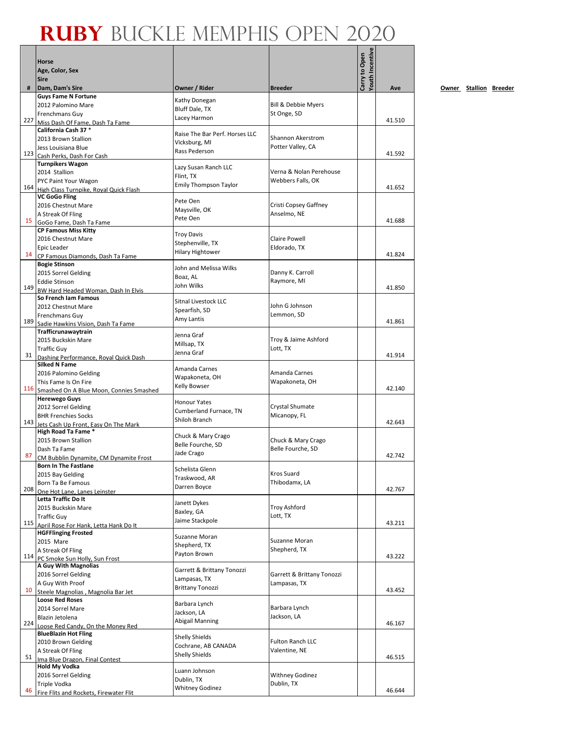# Ruby Buckle Memphis Open 2020

| # | Horse<br>Age, Color, Sex<br>Sire<br>Dam, Dam's Sire | Owner / Rider | Breeder | Carry to Open | Youth Incentive | Ave | Owner | Stallion | Breeder |
|---|---|---|---|---|---|---|---|---|---|
| 227 | **Guys Fame N Fortune**<br>2012 Palomino Mare<br>Frenchmans Guy<br>Miss Dash Of Fame, Dash Ta Fame | Kathy Donegan<br>Bluff Dale, TX<br>Lacey Harmon | Bill & Debbie Myers<br>St Onge, SD | | | 41.510 | | | |
| 123 | **California Cash 37 \***<br>2013 Brown Stallion<br>Jess Louisiana Blue<br>Cash Perks, Dash For Cash | Raise The Bar Perf. Horses LLC<br>Vicksburg, MI<br>Rass Pederson | Shannon Akerstrom<br>Potter Valley, CA | | | 41.592 | | | |
| 164 | **Turnpikers Wagon**<br>2014 Stallion<br>PYC Paint Your Wagon<br>High Class Turnpike, Royal Quick Flash | Lazy Susan Ranch LLC<br>Flint, TX<br>Emily Thompson Taylor | Verna & Nolan Perehouse<br>Webbers Falls, OK | | | 41.652 | | | |
| 15 | **VC GoGo Fling**<br>2016 Chestnut Mare<br>A Streak Of Fling<br>GoGo Fame, Dash Ta Fame | Pete Oen<br>Maysville, OK<br>Pete Oen | Cristi Copsey Gaffney<br>Anselmo, NE | | | 41.688 | | | |
| 14 | **CP Famous Miss Kitty**<br>2016 Chestnut Mare<br>Epic Leader<br>CP Famous Diamonds, Dash Ta Fame | Troy Davis<br>Stephenville, TX<br>Hilary Hightower | Claire Powell<br>Eldorado, TX | | | 41.824 | | | |
| 149 | **Bogie Stinson**<br>2015 Sorrel Gelding<br>Eddie Stinson<br>BW Hard Headed Woman, Dash In Elvis | John and Melissa Wilks<br>Boaz, AL<br>John Wilks | Danny K. Carroll<br>Raymore, MI | | | 41.850 | | | |
| 189 | **So French Iam Famous**<br>2012 Chestnut Mare<br>Frenchmans Guy<br>Sadie Hawkins Vision, Dash Ta Fame | Sitnal Livestock LLC<br>Spearfish, SD<br>Amy Lantis | John G Johnson<br>Lemmon, SD | | | 41.861 | | | |
| 31 | **Trafficrunawaytrain**<br>2015 Buckskin Mare<br>Traffic Guy<br>Dashing Performance, Royal Quick Dash | Jenna Graf<br>Millsap, TX<br>Jenna Graf | Troy & Jaime Ashford<br>Lott, TX | | | 41.914 | | | |
| 116 | **Silked N Fame**<br>2016 Palomino Gelding<br>This Fame Is On Fire<br>Smashed On A Blue Moon, Connies Smashed | Amanda Carnes<br>Wapakoneta, OH<br>Kelly Bowser | Amanda Carnes<br>Wapakoneta, OH | | | 42.140 | | | |
| 143 | **Herewego Guys**<br>2012 Sorrel Gelding<br>BHR Frenchies Socks<br>Jets Cash Up Front, Easy On The Mark | Honour Yates<br>Cumberland Furnace, TN<br>Shiloh Branch | Crystal Shumate<br>Micanopy, FL | | | 42.643 | | | |
| 87 | **High Road Ta Fame \***<br>2015 Brown Stallion<br>Dash Ta Fame<br>CM Bubblin Dynamite, CM Dynamite Frost | Chuck & Mary Crago<br>Belle Fourche, SD<br>Jade Crago | Chuck & Mary Crago<br>Belle Fourche, SD | | | 42.742 | | | |
| 208 | **Born In The Fastlane**<br>2015 Bay Gelding<br>Born Ta Be Famous<br>One Hot Lane, Lanes Leinster | Schelista Glenn<br>Traskwood, AR<br>Darren Boyce | Kros Suard<br>Thibodamx, LA | | | 42.767 | | | |
| 115 | **Letta Traffic Do It**<br>2015 Buckskin Mare<br>Traffic Guy<br>April Rose For Hank, Letta Hank Do It | Janett Dykes<br>Baxley, GA<br>Jaime Stackpole | Troy Ashford<br>Lott, TX | | | 43.211 | | | |
| 114 | **HGFFlinging Frosted**<br>2015 Mare<br>A Streak Of Fling<br>PC Smoke Sun Holly, Sun Frost | Suzanne Moran<br>Shepherd, TX<br>Payton Brown | Suzanne Moran<br>Shepherd, TX | | | 43.222 | | | |
| 10 | **A Guy With Magnolias**<br>2016 Sorrel Gelding<br>A Guy With Proof<br>Steele Magnolias , Magnolia Bar Jet | Garrett & Brittany Tonozzi<br>Lampasas, TX<br>Brittany Tonozzi | Garrett & Brittany Tonozzi<br>Lampasas, TX | | | 43.452 | | | |
| 224 | **Loose Red Roses**<br>2014 Sorrel Mare<br>Blazin Jetolena<br>Loose Red Candy, On the Money Red | Barbara Lynch<br>Jackson, LA<br>Abigail Manning | Barbara Lynch<br>Jackson, LA | | | 46.167 | | | |
| 51 | **BlueBlazin Hot Fling**<br>2010 Brown Gelding<br>A Streak Of Fling<br>Ima Blue Dragon, Final Contest | Shelly Shields<br>Cochrane, AB CANADA<br>Shelly Shields | Fulton Ranch LLC<br>Valentine, NE | | | 46.515 | | | |
| 46 | **Hold My Vodka**<br>2016 Sorrel Gelding<br>Triple Vodka<br>Fire Flits and Rockets, Firewater Flit | Luann Johnson<br>Dublin, TX<br>Whitney Godinez | Withney Godinez<br>Dublin, TX | | | 46.644 | | | |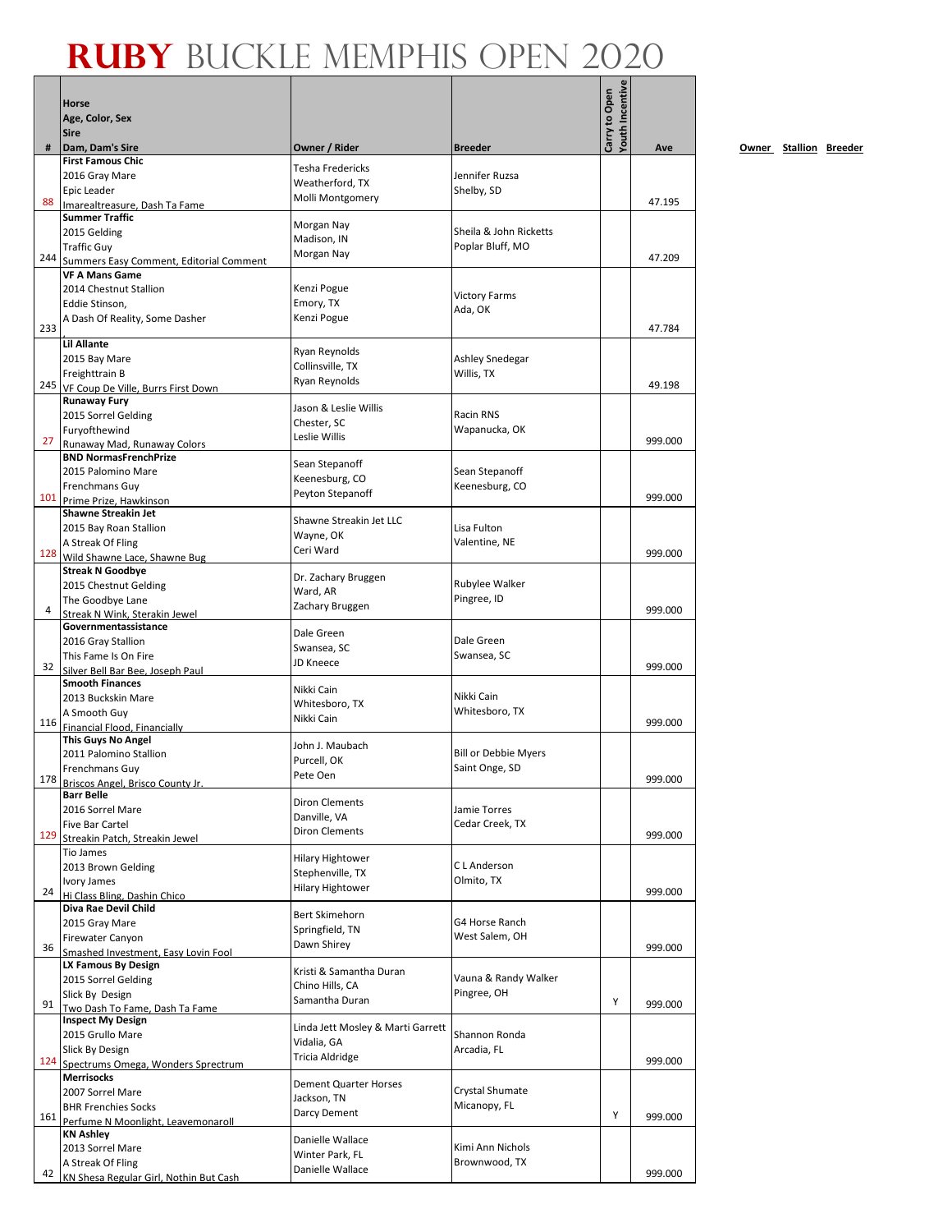# RUBY BUCKLE MEMPHIS OPEN 2020

| # | Horse<br>Age, Color, Sex<br>Sire<br>Dam, Dam's Sire | Owner / Rider | Breeder | Carry to Open | Youth Incentive | Ave |
|---|---|---|---|---|---|---|
| 88 | **First Famous Chic**<br>2016 Gray Mare<br>Epic Leader<br>Imarealtreasure, Dash Ta Fame | Tesha Fredericks<br>Weatherford, TX<br>Molli Montgomery | Jennifer Ruzsa<br>Shelby, SD | | | 47.195 |
| 244 | **Summer Traffic**<br>2015 Gelding<br>Traffic Guy<br>Summers Easy Comment, Editorial Comment | Morgan Nay<br>Madison, IN<br>Morgan Nay | Sheila & John Ricketts<br>Poplar Bluff, MO | | | 47.209 |
| 233 | **VF A Mans Game**<br>2014 Chestnut Stallion<br>Eddie Stinson,<br>A Dash Of Reality, Some Dasher | Kenzi Pogue<br>Emory, TX<br>Kenzi Pogue | Victory Farms<br>Ada, OK | | | 47.784 |
| 245 | **Lil Allante**<br>2015 Bay Mare<br>Freighttrain B<br>VF Coup De Ville, Burrs First Down | Ryan Reynolds<br>Collinsville, TX<br>Ryan Reynolds | Ashley Snedegar<br>Willis, TX | | | 49.198 |
| 27 | **Runaway Fury**<br>2015 Sorrel Gelding<br>Furyofthewind<br>Runaway Mad, Runaway Colors | Jason & Leslie Willis<br>Chester, SC<br>Leslie Willis | Racin RNS<br>Wapanucka, OK | | | 999.000 |
| 101 | **BND NormasFrenchPrize**<br>2015 Palomino Mare<br>Frenchmans Guy<br>Prime Prize, Hawkinson | Sean Stepanoff<br>Keenesburg, CO<br>Peyton Stepanoff | Sean Stepanoff<br>Keenesburg, CO | | | 999.000 |
| 128 | **Shawne Streakin Jet**<br>2015 Bay Roan Stallion<br>A Streak Of Fling<br>Wild Shawne Lace, Shawne Bug | Shawne Streakin Jet LLC<br>Wayne, OK<br>Ceri Ward | Lisa Fulton<br>Valentine, NE | | | 999.000 |
| 4 | **Streak N Goodbye**<br>2015 Chestnut Gelding<br>The Goodbye Lane<br>Streak N Wink, Sterakin Jewel | Dr. Zachary Bruggen<br>Ward, AR<br>Zachary Bruggen | Rubylee Walker<br>Pingree, ID | | | 999.000 |
| 32 | **Governmentassistance**<br>2016 Gray Stallion<br>This Fame Is On Fire<br>Silver Bell Bar Bee, Joseph Paul | Dale Green<br>Swansea, SC<br>JD Kneece | Dale Green<br>Swansea, SC | | | 999.000 |
| 116 | **Smooth Finances**<br>2013 Buckskin Mare<br>A Smooth Guy<br>Financial Flood, Financially | Nikki Cain<br>Whitesboro, TX<br>Nikki Cain | Nikki Cain<br>Whitesboro, TX | | | 999.000 |
| 178 | **This Guys No Angel**<br>2011 Palomino Stallion<br>Frenchmans Guy<br>Briscos Angel, Brisco County Jr. | John J. Maubach<br>Purcell, OK<br>Pete Oen | Bill or Debbie Myers<br>Saint Onge, SD | | | 999.000 |
| 129 | **Barr Belle**<br>2016 Sorrel Mare<br>Five Bar Cartel<br>Streakin Patch, Streakin Jewel | Diron Clements<br>Danville, VA<br>Diron Clements | Jamie Torres<br>Cedar Creek, TX | | | 999.000 |
| 24 | Tio James<br>2013 Brown Gelding<br>Ivory James<br>Hi Class Bling, Dashin Chico | Hilary Hightower<br>Stephenville, TX<br>Hilary Hightower | C L Anderson<br>Olmito, TX | | | 999.000 |
| 36 | **Diva Rae Devil Child**<br>2015 Gray Mare<br>Firewater Canyon<br>Smashed Investment, Easy Lovin Fool | Bert Skimehorn<br>Springfield, TN<br>Dawn Shirey | G4 Horse Ranch<br>West Salem, OH | | | 999.000 |
| 91 | **LX Famous By Design**<br>2015 Sorrel Gelding<br>Slick By Design<br>Two Dash To Fame, Dash Ta Fame | Kristi & Samantha Duran<br>Chino Hills, CA<br>Samantha Duran | Vauna & Randy Walker<br>Pingree, OH | | Y | 999.000 |
| 124 | **Inspect My Design**<br>2015 Grullo Mare<br>Slick By Design<br>Spectrums Omega, Wonders Sprectrum | Linda Jett Mosley & Marti Garrett<br>Vidalia, GA<br>Tricia Aldridge | Shannon Ronda<br>Arcadia, FL | | | 999.000 |
| 161 | **Merrisocks**<br>2007 Sorrel Mare<br>BHR Frenchies Socks<br>Perfume N Moonlight, Leavemonaroll | Dement Quarter Horses<br>Jackson, TN<br>Darcy Dement | Crystal Shumate<br>Micanopy, FL | | Y | 999.000 |
| 42 | **KN Ashley**<br>2013 Sorrel Mare<br>A Streak Of Fling<br>KN Shesa Regular Girl, Nothin But Cash | Danielle Wallace<br>Winter Park, FL<br>Danielle Wallace | Kimi Ann Nichols<br>Brownwood, TX | | | 999.000 |

Owner Stallion Breeder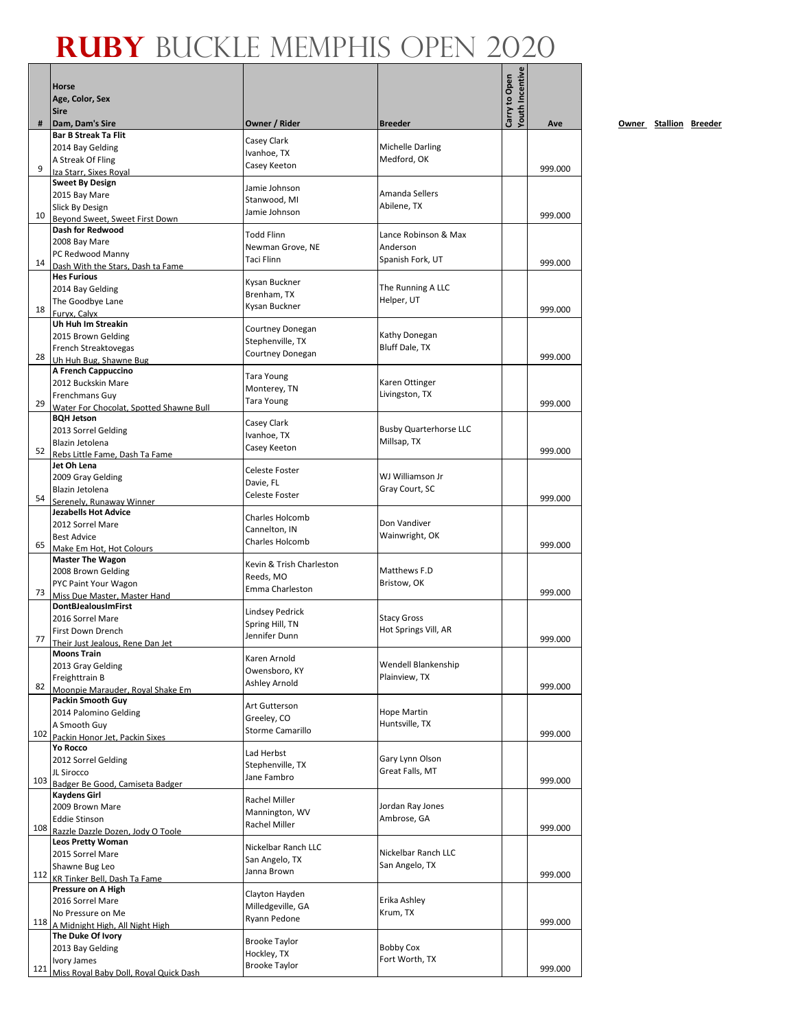# RUBY BUCKLE MEMPHIS OPEN 2020

| # | Horse<br>Age, Color, Sex<br>Sire<br>Dam, Dam's Sire | Owner / Rider | Breeder | Carry to Open | Youth Incentive | Ave | Owner | Stallion | Breeder |
|---|---|---|---|---|---|---|---|---|---|
| 9 | **Bar B Streak Ta Flit**<br>2014 Bay Gelding<br>A Streak Of Fling<br>Iza Starr, Sixes Royal | Casey Clark<br>Ivanhoe, TX<br>Casey Keeton | Michelle Darling<br>Medford, OK | | | 999.000 | | | |
| 10 | **Sweet By Design**<br>2015 Bay Mare<br>Slick By Design<br>Beyond Sweet, Sweet First Down | Jamie Johnson<br>Stanwood, MI<br>Jamie Johnson | Amanda Sellers<br>Abilene, TX | | | 999.000 | | | |
| 14 | **Dash for Redwood**<br>2008 Bay Mare<br>PC Redwood Manny<br>Dash With the Stars, Dash ta Fame | Todd Flinn<br>Newman Grove, NE<br>Taci Flinn | Lance Robinson & Max Anderson<br>Spanish Fork, UT | | | 999.000 | | | |
| 18 | **Hes Furious**<br>2014 Bay Gelding<br>The Goodbye Lane<br>Furyx, Calyx | Kysan Buckner<br>Brenham, TX<br>Kysan Buckner | The Running A LLC<br>Helper, UT | | | 999.000 | | | |
| 28 | **Uh Huh Im Streakin**<br>2015 Brown Gelding<br>French Streaktovegas<br>Uh Huh Bug, Shawne Bug | Courtney Donegan<br>Stephenville, TX<br>Courtney Donegan | Kathy Donegan<br>Bluff Dale, TX | | | 999.000 | | | |
| 29 | **A French Cappuccino**<br>2012 Buckskin Mare<br>Frenchmans Guy<br>Water For Chocolat, Spotted Shawne Bull | Tara Young<br>Monterey, TN<br>Tara Young | Karen Ottinger<br>Livingston, TX | | | 999.000 | | | |
| 52 | **BQH Jetson**<br>2013 Sorrel Gelding<br>Blazin Jetolena<br>Rebs Little Fame, Dash Ta Fame | Casey Clark<br>Ivanhoe, TX<br>Casey Keeton | Busby Quarterhorse LLC<br>Millsap, TX | | | 999.000 | | | |
| 54 | **Jet Oh Lena**<br>2009 Gray Gelding<br>Blazin Jetolena<br>Serenely, Runaway Winner | Celeste Foster<br>Davie, FL<br>Celeste Foster | WJ Williamson Jr<br>Gray Court, SC | | | 999.000 | | | |
| 65 | **Jezabells Hot Advice**<br>2012 Sorrel Mare<br>Best Advice<br>Make Em Hot, Hot Colours | Charles Holcomb<br>Cannelton, IN<br>Charles Holcomb | Don Vandiver<br>Wainwright, OK | | | 999.000 | | | |
| 73 | **Master The Wagon**<br>2008 Brown Gelding<br>PYC Paint Your Wagon<br>Miss Due Master, Master Hand | Kevin & Trish Charleston<br>Reeds, MO<br>Emma Charleston | Matthews F.D<br>Bristow, OK | | | 999.000 | | | |
| 77 | **DontBJealousImFirst**<br>2016 Sorrel Mare<br>First Down Drench<br>Their Just Jealous, Rene Dan Jet | Lindsey Pedrick<br>Spring Hill, TN<br>Jennifer Dunn | Stacy Gross<br>Hot Springs Vill, AR | | | 999.000 | | | |
| 82 | **Moons Train**<br>2013 Gray Gelding<br>Freighttrain B<br>Moonpie Marauder, Royal Shake Em | Karen Arnold<br>Owensboro, KY<br>Ashley Arnold | Wendell Blankenship<br>Plainview, TX | | | 999.000 | | | |
| 102 | **Packin Smooth Guy**<br>2014 Palomino Gelding<br>A Smooth Guy<br>Packin Honor Jet, Packin Sixes | Art Gutterson<br>Greeley, CO<br>Storme Camarillo | Hope Martin<br>Huntsville, TX | | | 999.000 | | | |
| 103 | **Yo Rocco**<br>2012 Sorrel Gelding<br>JL Sirocco<br>Badger Be Good, Camiseta Badger | Lad Herbst<br>Stephenville, TX<br>Jane Fambro | Gary Lynn Olson<br>Great Falls, MT | | | 999.000 | | | |
| 108 | **Kaydens Girl**<br>2009 Brown Mare<br>Eddie Stinson<br>Razzle Dazzle Dozen, Jody O Toole | Rachel Miller<br>Mannington, WV<br>Rachel Miller | Jordan Ray Jones<br>Ambrose, GA | | | 999.000 | | | |
| 112 | **Leos Pretty Woman**<br>2015 Sorrel Mare<br>Shawne Bug Leo<br>KR Tinker Bell, Dash Ta Fame | Nickelbar Ranch LLC<br>San Angelo, TX<br>Janna Brown | Nickelbar Ranch LLC<br>San Angelo, TX | | | 999.000 | | | |
| 118 | **Pressure on A High**<br>2016 Sorrel Mare<br>No Pressure on Me<br>A Midnight High, All Night High | Clayton Hayden<br>Milledgeville, GA<br>Ryann Pedone | Erika Ashley<br>Krum, TX | | | 999.000 | | | |
| 121 | **The Duke Of Ivory**<br>2013 Bay Gelding<br>Ivory James<br>Miss Royal Baby Doll, Royal Quick Dash | Brooke Taylor<br>Hockley, TX<br>Brooke Taylor | Bobby Cox<br>Fort Worth, TX | | | 999.000 | | | |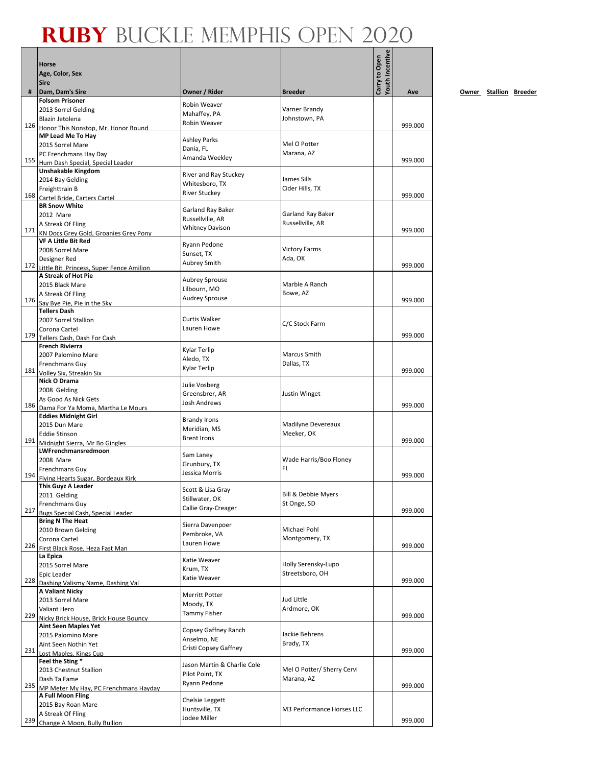# RUBY BUCKLE MEMPHIS OPEN 2020

| # | Horse<br>Age, Color, Sex<br>Sire<br>Dam, Dam's Sire | Owner / Rider | Breeder | Carry to Open | Youth Incentive | Ave |
|---|---|---|---|---|---|---|
| 126 | **Folsom Prisoner**<br>2013 Sorrel Gelding<br>Blazin Jetolena<br>Honor This Nonstop, Mr. Honor Bound | Robin Weaver<br>Mahaffey, PA<br>Robin Weaver | Varner Brandy<br>Johnstown, PA | | | 999.000 |
| 155 | **MP Lead Me To Hay**<br>2015 Sorrel Mare<br>PC Frenchmans Hay Day<br>Hum Dash Special, Special Leader | Ashley Parks<br>Dania, FL<br>Amanda Weekley | Mel O Potter<br>Marana, AZ | | | 999.000 |
| 168 | **Unshakable Kingdom**<br>2014 Bay Gelding<br>Freighttrain B<br>Cartel Bride, Carters Cartel | River and Ray Stuckey<br>Whitesboro, TX<br>River Stuckey | James Sills<br>Cider Hills, TX | | | 999.000 |
| 171 | **BR Snow White**<br>2012 Mare<br>A Streak Of Fling<br>KN Docs Grey Gold, Groanies Grey Pony | Garland Ray Baker<br>Russellville, AR<br>Whitney Davison | Garland Ray Baker<br>Russellville, AR | | | 999.000 |
| 172 | **VF A Little Bit Red**<br>2008 Sorrel Mare<br>Designer Red<br>Little Bit Princess, Super Fence Amilion | Ryann Pedone<br>Sunset, TX<br>Aubrey Smith | Victory Farms<br>Ada, OK | | | 999.000 |
| 176 | **A Streak of Hot Pie**<br>2015 Black Mare<br>A Streak Of Fling<br>Say Bye Pie, Pie in the Sky | Aubrey Sprouse<br>Lilbourn, MO<br>Audrey Sprouse | Marble A Ranch<br>Bowe, AZ | | | 999.000 |
| 179 | **Tellers Dash**<br>2007 Sorrel Stallion<br>Corona Cartel<br>Tellers Cash, Dash For Cash | Curtis Walker<br>Lauren Howe | C/C Stock Farm | | | 999.000 |
| 181 | **French Rivierra**<br>2007 Palomino Mare<br>Frenchmans Guy<br>Volley Six, Streakin Six | Kylar Terlip<br>Aledo, TX<br>Kylar Terlip | Marcus Smith<br>Dallas, TX | | | 999.000 |
| 186 | **Nick O Drama**<br>2008 Gelding<br>As Good As Nick Gets<br>Dama For Ya Moma, Martha Le Mours | Julie Vosberg<br>Greensbrer, AR<br>Josh Andrews | Justin Winget | | | 999.000 |
| 191 | **Eddies Midnight Girl**<br>2015 Dun Mare<br>Eddie Stinson<br>Midnight Sierra, Mr Bo Gingles | Brandy Irons<br>Meridian, MS<br>Brent Irons | Madilyne Devereaux<br>Meeker, OK | | | 999.000 |
| 194 | **LWFrenchmansredmoon**<br>2008 Mare<br>Frenchmans Guy<br>Flying Hearts Sugar, Bordeaux Kirk | Sam Laney<br>Grunbury, TX<br>Jessica Morris | Wade Harris/Boo Floney<br>FL | | | 999.000 |
| 217 | **This Guyz A Leader**<br>2011 Gelding<br>Frenchmans Guy<br>Bugs Special Cash, Special Leader | Scott & Lisa Gray<br>Stillwater, OK<br>Callie Gray-Creager | Bill & Debbie Myers<br>St Onge, SD | | | 999.000 |
| 226 | **Bring N The Heat**<br>2010 Brown Gelding<br>Corona Cartel<br>First Black Rose, Heza Fast Man | Sierra Davenpoer<br>Pembroke, VA<br>Lauren Howe | Michael Pohl<br>Montgomery, TX | | | 999.000 |
| 228 | **La Epica**<br>2015 Sorrel Mare<br>Epic Leader<br>Dashing Valismy Name, Dashing Val | Katie Weaver<br>Krum, TX<br>Katie Weaver | Holly Serensky-Lupo<br>Streetsboro, OH | | | 999.000 |
| 229 | **A Valiant Nicky**<br>2013 Sorrel Mare<br>Valiant Hero<br>Nicky Brick House, Brick House Bouncy | Merritt Potter<br>Moody, TX<br>Tammy Fisher | Jud Little<br>Ardmore, OK | | | 999.000 |
| 231 | **Aint Seen Maples Yet**<br>2015 Palomino Mare<br>Aint Seen Nothin Yet<br>Lost Maples, Kings Cup | Copsey Gaffney Ranch<br>Anselmo, NE<br>Cristi Copsey Gaffney | Jackie Behrens<br>Brady, TX | | | 999.000 |
| 235 | **Feel the Sting ***<br>2013 Chestnut Stallion<br>Dash Ta Fame<br>MP Meter My Hay, PC Frenchmans Hayday | Jason Martin & Charlie Cole<br>Pilot Point, TX<br>Ryann Pedone | Mel O Potter/ Sherry Cervi<br>Marana, AZ | | | 999.000 |
| 239 | **A Full Moon Fling**<br>2015 Bay Roan Mare<br>A Streak Of Fling<br>Change A Moon, Bully Bullion | Chelsie Leggett<br>Huntsville, TX<br>Jodee Miller | M3 Performance Horses LLC | | | 999.000 |

Owner Stallion Breeder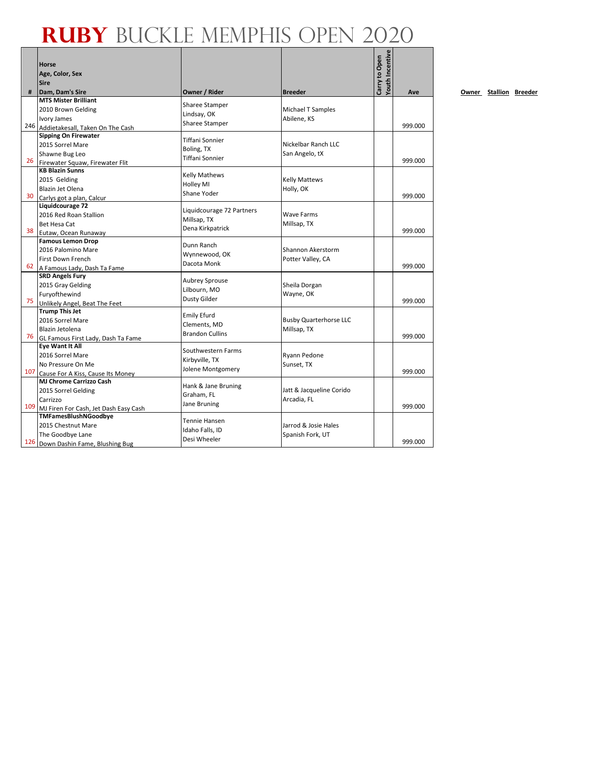# RUBY BUCKLE MEMPHIS OPEN 2020

| # | Horse<br>Age, Color, Sex<br>Sire<br>Dam, Dam's Sire | Owner / Rider | Breeder | Carry to Open | Youth Incentive | Ave |
|---|---|---|---|---|---|---|
| 246 | **MTS Mister Brilliant**<br>2010 Brown Gelding<br>Ivory James<br>Addietakesall, Taken On The Cash | Sharee Stamper<br>Lindsay, OK<br>Sharee Stamper | Michael T Samples<br>Abilene, KS | | | 999.000 |
| 26 | **Sipping On Firewater**<br>2015 Sorrel Mare<br>Shawne Bug Leo<br>Firewater Squaw, Firewater Flit | Tiffani Sonnier<br>Boling, TX<br>Tiffani Sonnier | Nickelbar Ranch LLC<br>San Angelo, tX | | | 999.000 |
| 30 | **KB Blazin Sunns**<br>2015 Gelding<br>Blazin Jet Olena<br>Carlys got a plan, Calcur | Kelly Mathews<br>Holley MI<br>Shane Yoder | Kelly Mattews<br>Holly, OK | | | 999.000 |
| 38 | **Liquidcourage 72**<br>2016 Red Roan Stallion<br>Bet Hesa Cat<br>Eutaw, Ocean Runaway | Liquidcourage 72 Partners<br>Millsap, TX<br>Dena Kirkpatrick | Wave Farms<br>Millsap, TX | | | 999.000 |
| 62 | **Famous Lemon Drop**<br>2016 Palomino Mare<br>First Down French<br>A Famous Lady, Dash Ta Fame | Dunn Ranch<br>Wynnewood, OK<br>Dacota Monk | Shannon Akerstorm<br>Potter Valley, CA | | | 999.000 |
| 75 | **SRD Angels Fury**<br>2015 Gray Gelding<br>Furyofthewind<br>Unlikely Angel, Beat The Feet | Aubrey Sprouse<br>Lilbourn, MO<br>Dusty Gilder | Sheila Dorgan<br>Wayne, OK | | | 999.000 |
| 76 | **Trump This Jet**<br>2016 Sorrel Mare<br>Blazin Jetolena<br>GL Famous First Lady, Dash Ta Fame | Emily Efurd<br>Clements, MD<br>Brandon Cullins | Busby Quarterhorse LLC<br>Millsap, TX | | | 999.000 |
| 107 | **Eye Want It All**<br>2016 Sorrel Mare<br>No Pressure On Me<br>Cause For A Kiss, Cause Its Money | Southwestern Farms<br>Kirbyville, TX<br>Jolene Montgomery | Ryann Pedone<br>Sunset, TX | | | 999.000 |
| 109 | **MJ Chrome Carrizzo Cash**<br>2015 Sorrel Gelding<br>Carrizzo<br>MJ Firen For Cash, Jet Dash Easy Cash | Hank & Jane Bruning<br>Graham, FL<br>Jane Bruning | Jatt & Jacqueline Corido<br>Arcadia, FL | | | 999.000 |
| 126 | **TMFamesBlushNGoodbye**<br>2015 Chestnut Mare<br>The Goodbye Lane<br>Down Dashin Fame, Blushing Bug | Tennie Hansen<br>Idaho Falls, ID<br>Desi Wheeler | Jarrod & Josie Hales<br>Spanish Fork, UT | | | 999.000 |

Owner Stallion Breeder